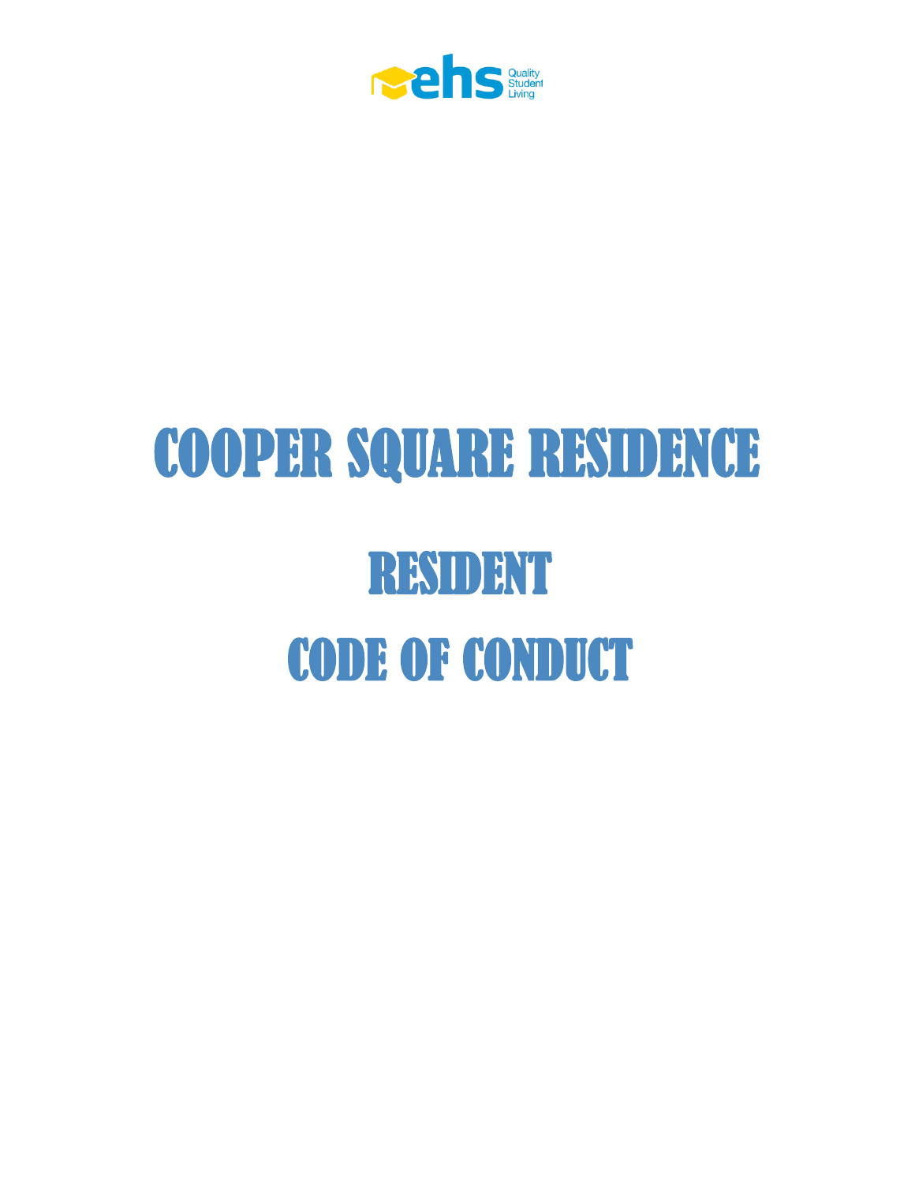ehs Quality Student Living

# COOPER SQUARE RESIDENCE

# RESIDENT

# CODE OF CONDUCT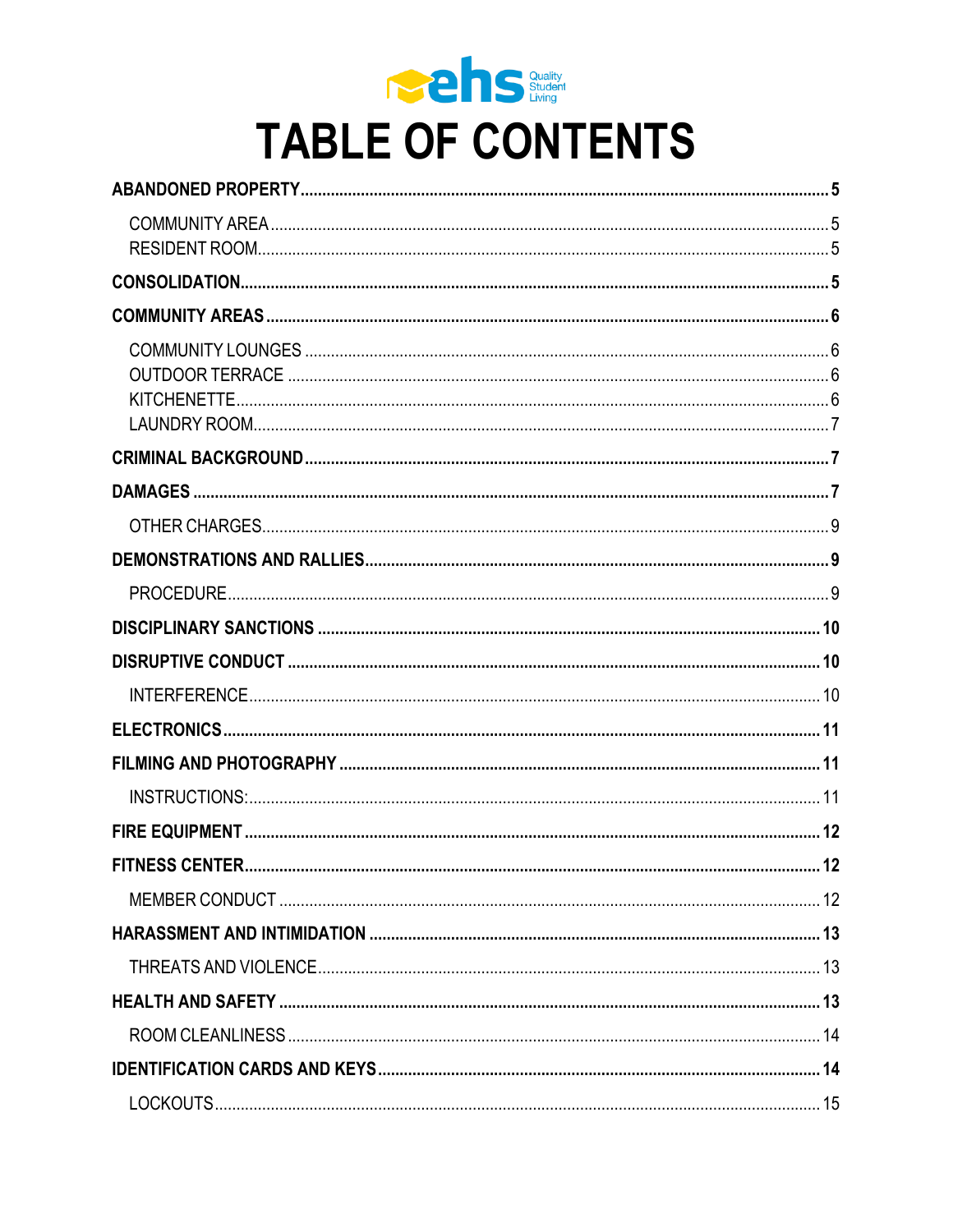ehs Quality Student Living

# TABLE OF CONTENTS

**ABANDONED PROPERTY** .......... **5**

- COMMUNITY AREA .......... 5
- RESIDENT ROOM .......... 5

**CONSOLIDATION** .......... **5**

**COMMUNITY AREAS** .......... **6**

- COMMUNITY LOUNGES .......... 6
- OUTDOOR TERRACE .......... 6
- KITCHENETTE .......... 6
- LAUNDRY ROOM .......... 7

**CRIMINAL BACKGROUND** .......... **7**

**DAMAGES** .......... **7**

- OTHER CHARGES .......... 9

**DEMONSTRATIONS AND RALLIES** .......... **9**

- PROCEDURE .......... 9

**DISCIPLINARY SANCTIONS** .......... **10**

**DISRUPTIVE CONDUCT** .......... **10**

- INTERFERENCE .......... 10

**ELECTRONICS** .......... **11**

**FILMING AND PHOTOGRAPHY** .......... **11**

- INSTRUCTIONS: .......... 11

**FIRE EQUIPMENT** .......... **12**

**FITNESS CENTER** .......... **12**

- MEMBER CONDUCT .......... 12

**HARASSMENT AND INTIMIDATION** .......... **13**

- THREATS AND VIOLENCE .......... 13

**HEALTH AND SAFETY** .......... **13**

- ROOM CLEANLINESS .......... 14

**IDENTIFICATION CARDS AND KEYS** .......... **14**

- LOCKOUTS .......... 15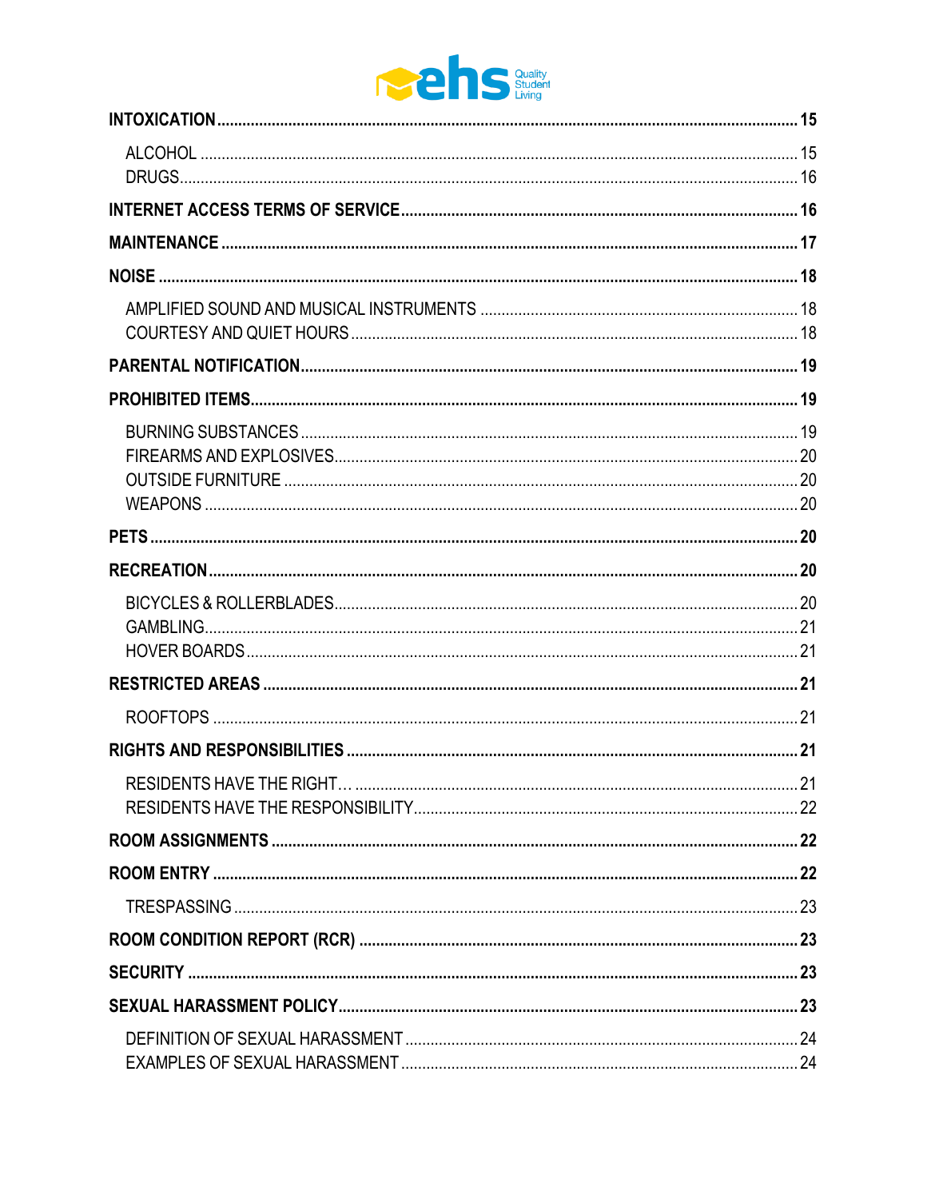**INTOXICATION** ........ **15**

- ALCOHOL ........ 15
- DRUGS ........ 16

**INTERNET ACCESS TERMS OF SERVICE** ........ **16**

**MAINTENANCE** ........ **17**

**NOISE** ........ **18**

- AMPLIFIED SOUND AND MUSICAL INSTRUMENTS ........ 18
- COURTESY AND QUIET HOURS ........ 18

**PARENTAL NOTIFICATION** ........ **19**

**PROHIBITED ITEMS** ........ **19**

- BURNING SUBSTANCES ........ 19
- FIREARMS AND EXPLOSIVES ........ 20
- OUTSIDE FURNITURE ........ 20
- WEAPONS ........ 20

**PETS** ........ **20**

**RECREATION** ........ **20**

- BICYCLES & ROLLERBLADES ........ 20
- GAMBLING ........ 21
- HOVER BOARDS ........ 21

**RESTRICTED AREAS** ........ **21**

- ROOFTOPS ........ 21

**RIGHTS AND RESPONSIBILITIES** ........ **21**

- RESIDENTS HAVE THE RIGHT… ........ 21
- RESIDENTS HAVE THE RESPONSIBILITY ........ 22

**ROOM ASSIGNMENTS** ........ **22**

**ROOM ENTRY** ........ **22**

- TRESPASSING ........ 23

**ROOM CONDITION REPORT (RCR)** ........ **23**

**SECURITY** ........ **23**

**SEXUAL HARASSMENT POLICY** ........ **23**

- DEFINITION OF SEXUAL HARASSMENT ........ 24
- EXAMPLES OF SEXUAL HARASSMENT ........ 24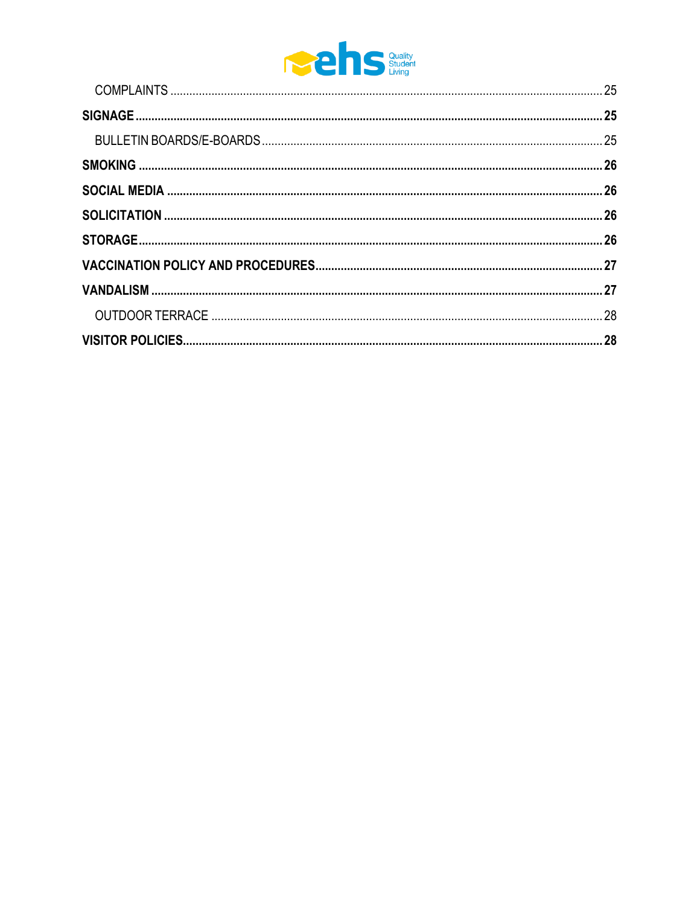COMPLAINTS ..... 25

**SIGNAGE ..... 25**

BULLETIN BOARDS/E-BOARDS ..... 25

**SMOKING ..... 26**

**SOCIAL MEDIA ..... 26**

**SOLICITATION ..... 26**

**STORAGE ..... 26**

**VACCINATION POLICY AND PROCEDURES ..... 27**

**VANDALISM ..... 27**

OUTDOOR TERRACE ..... 28

**VISITOR POLICIES ..... 28**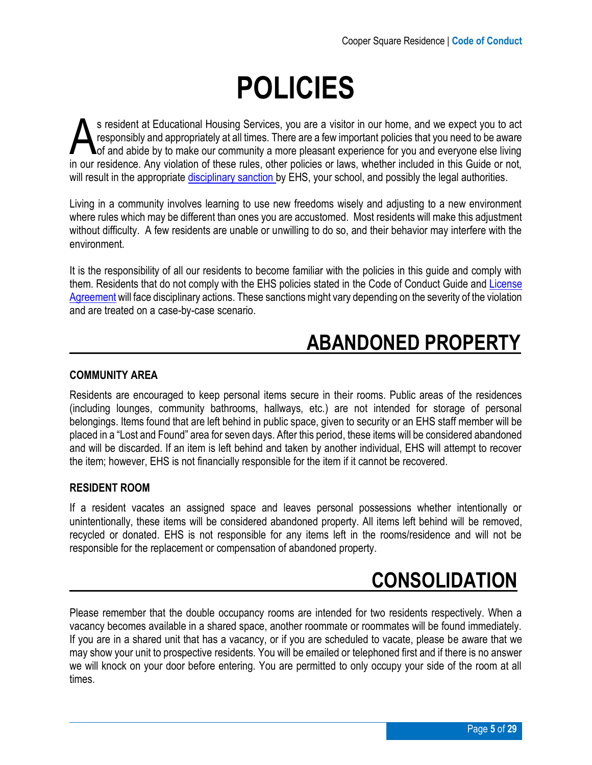# POLICIES

As resident at Educational Housing Services, you are a visitor in our home, and we expect you to act responsibly and appropriately at all times. There are a few important policies that you need to be aware of and abide by to make our community a more pleasant experience for you and everyone else living in our residence. Any violation of these rules, other policies or laws, whether included in this Guide or not, will result in the appropriate disciplinary sanction by EHS, your school, and possibly the legal authorities.

Living in a community involves learning to use new freedoms wisely and adjusting to a new environment where rules which may be different than ones you are accustomed. Most residents will make this adjustment without difficulty. A few residents are unable or unwilling to do so, and their behavior may interfere with the environment.

It is the responsibility of all our residents to become familiar with the policies in this guide and comply with them. Residents that do not comply with the EHS policies stated in the Code of Conduct Guide and License Agreement will face disciplinary actions. These sanctions might vary depending on the severity of the violation and are treated on a case-by-case scenario.

## ABANDONED PROPERTY

### COMMUNITY AREA

Residents are encouraged to keep personal items secure in their rooms. Public areas of the residences (including lounges, community bathrooms, hallways, etc.) are not intended for storage of personal belongings. Items found that are left behind in public space, given to security or an EHS staff member will be placed in a "Lost and Found" area for seven days. After this period, these items will be considered abandoned and will be discarded. If an item is left behind and taken by another individual, EHS will attempt to recover the item; however, EHS is not financially responsible for the item if it cannot be recovered.

### RESIDENT ROOM

If a resident vacates an assigned space and leaves personal possessions whether intentionally or unintentionally, these items will be considered abandoned property. All items left behind will be removed, recycled or donated. EHS is not responsible for any items left in the rooms/residence and will not be responsible for the replacement or compensation of abandoned property.

## CONSOLIDATION

Please remember that the double occupancy rooms are intended for two residents respectively. When a vacancy becomes available in a shared space, another roommate or roommates will be found immediately. If you are in a shared unit that has a vacancy, or if you are scheduled to vacate, please be aware that we may show your unit to prospective residents. You will be emailed or telephoned first and if there is no answer we will knock on your door before entering. You are permitted to only occupy your side of the room at all times.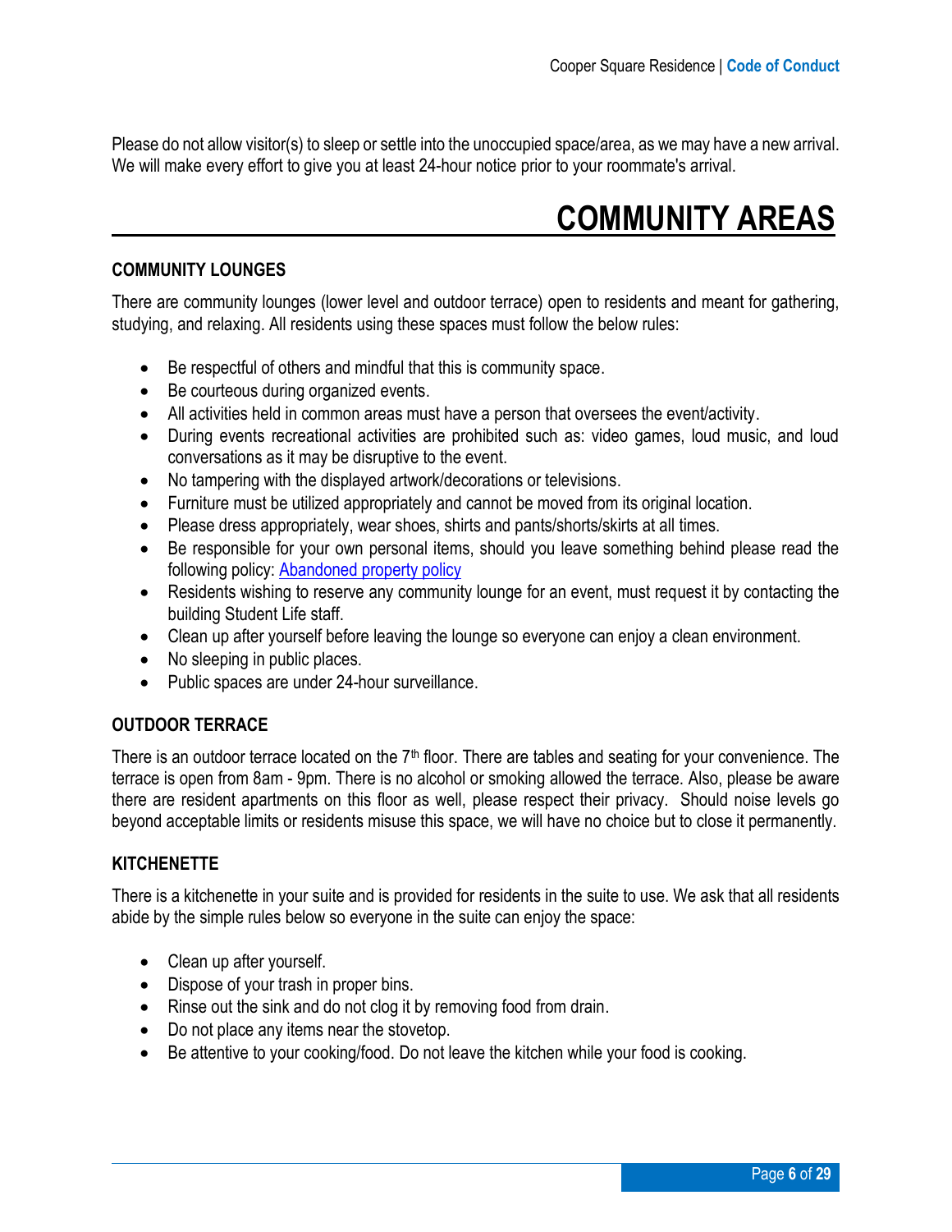Please do not allow visitor(s) to sleep or settle into the unoccupied space/area, as we may have a new arrival. We will make every effort to give you at least 24-hour notice prior to your roommate's arrival.

# COMMUNITY AREAS

### COMMUNITY LOUNGES

There are community lounges (lower level and outdoor terrace) open to residents and meant for gathering, studying, and relaxing. All residents using these spaces must follow the below rules:

- Be respectful of others and mindful that this is community space.
- Be courteous during organized events.
- All activities held in common areas must have a person that oversees the event/activity.
- During events recreational activities are prohibited such as: video games, loud music, and loud conversations as it may be disruptive to the event.
- No tampering with the displayed artwork/decorations or televisions.
- Furniture must be utilized appropriately and cannot be moved from its original location.
- Please dress appropriately, wear shoes, shirts and pants/shorts/skirts at all times.
- Be responsible for your own personal items, should you leave something behind please read the following policy: Abandoned property policy
- Residents wishing to reserve any community lounge for an event, must request it by contacting the building Student Life staff.
- Clean up after yourself before leaving the lounge so everyone can enjoy a clean environment.
- No sleeping in public places.
- Public spaces are under 24-hour surveillance.

### OUTDOOR TERRACE

There is an outdoor terrace located on the 7th floor. There are tables and seating for your convenience. The terrace is open from 8am - 9pm. There is no alcohol or smoking allowed the terrace. Also, please be aware there are resident apartments on this floor as well, please respect their privacy. Should noise levels go beyond acceptable limits or residents misuse this space, we will have no choice but to close it permanently.

### KITCHENETTE

There is a kitchenette in your suite and is provided for residents in the suite to use. We ask that all residents abide by the simple rules below so everyone in the suite can enjoy the space:

- Clean up after yourself.
- Dispose of your trash in proper bins.
- Rinse out the sink and do not clog it by removing food from drain.
- Do not place any items near the stovetop.
- Be attentive to your cooking/food. Do not leave the kitchen while your food is cooking.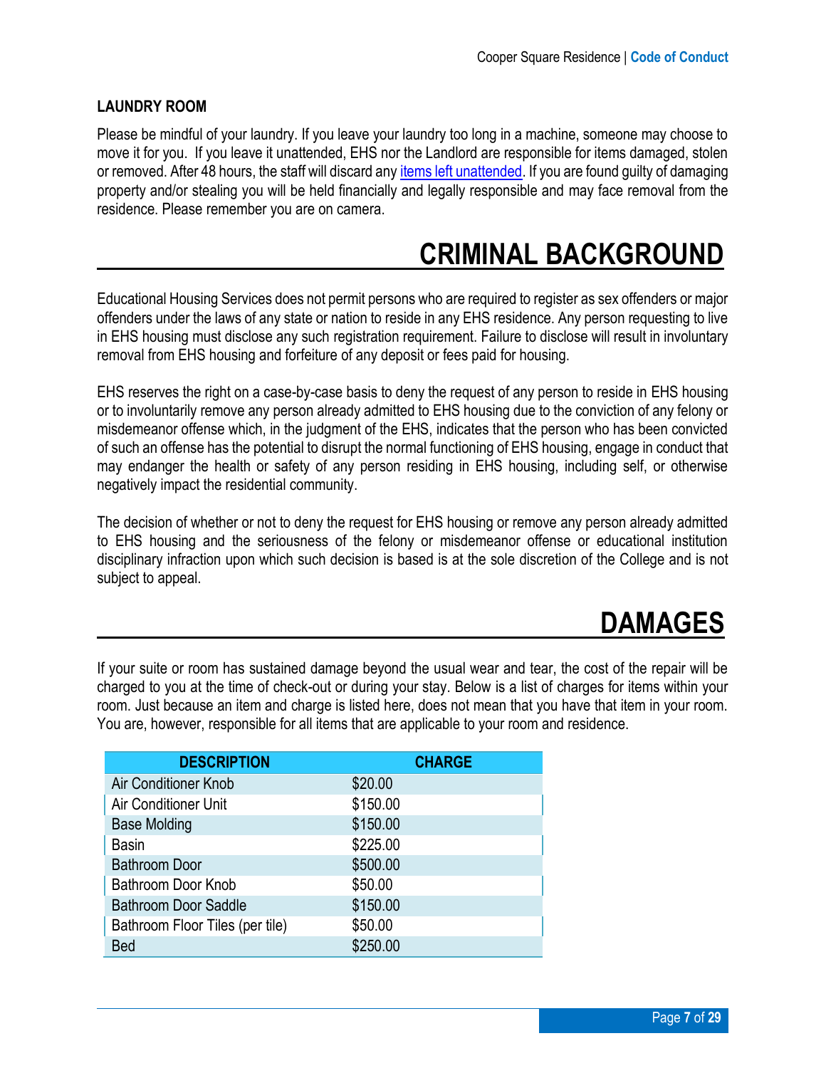### LAUNDRY ROOM

Please be mindful of your laundry. If you leave your laundry too long in a machine, someone may choose to move it for you. If you leave it unattended, EHS nor the Landlord are responsible for items damaged, stolen or removed. After 48 hours, the staff will discard any items left unattended. If you are found guilty of damaging property and/or stealing you will be held financially and legally responsible and may face removal from the residence. Please remember you are on camera.

# CRIMINAL BACKGROUND

Educational Housing Services does not permit persons who are required to register as sex offenders or major offenders under the laws of any state or nation to reside in any EHS residence. Any person requesting to live in EHS housing must disclose any such registration requirement. Failure to disclose will result in involuntary removal from EHS housing and forfeiture of any deposit or fees paid for housing.

EHS reserves the right on a case-by-case basis to deny the request of any person to reside in EHS housing or to involuntarily remove any person already admitted to EHS housing due to the conviction of any felony or misdemeanor offense which, in the judgment of the EHS, indicates that the person who has been convicted of such an offense has the potential to disrupt the normal functioning of EHS housing, engage in conduct that may endanger the health or safety of any person residing in EHS housing, including self, or otherwise negatively impact the residential community.

The decision of whether or not to deny the request for EHS housing or remove any person already admitted to EHS housing and the seriousness of the felony or misdemeanor offense or educational institution disciplinary infraction upon which such decision is based is at the sole discretion of the College and is not subject to appeal.

# DAMAGES

If your suite or room has sustained damage beyond the usual wear and tear, the cost of the repair will be charged to you at the time of check-out or during your stay. Below is a list of charges for items within your room. Just because an item and charge is listed here, does not mean that you have that item in your room. You are, however, responsible for all items that are applicable to your room and residence.

| DESCRIPTION | CHARGE |
|---|---|
| Air Conditioner Knob | $20.00 |
| Air Conditioner Unit | $150.00 |
| Base Molding | $150.00 |
| Basin | $225.00 |
| Bathroom Door | $500.00 |
| Bathroom Door Knob | $50.00 |
| Bathroom Door Saddle | $150.00 |
| Bathroom Floor Tiles (per tile) | $50.00 |
| Bed | $250.00 |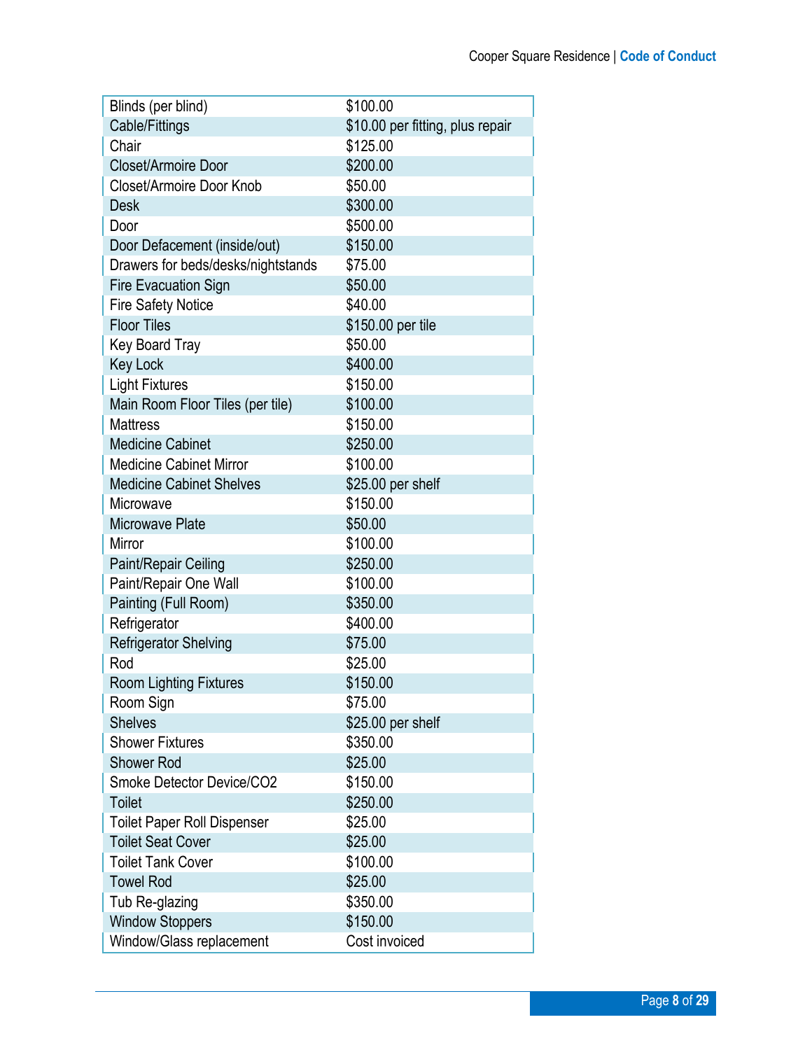| Blinds (per blind) | $100.00 |
|---|---|
| Cable/Fittings | $10.00 per fitting, plus repair |
| Chair | $125.00 |
| Closet/Armoire Door | $200.00 |
| Closet/Armoire Door Knob | $50.00 |
| Desk | $300.00 |
| Door | $500.00 |
| Door Defacement (inside/out) | $150.00 |
| Drawers for beds/desks/nightstands | $75.00 |
| Fire Evacuation Sign | $50.00 |
| Fire Safety Notice | $40.00 |
| Floor Tiles | $150.00 per tile |
| Key Board Tray | $50.00 |
| Key Lock | $400.00 |
| Light Fixtures | $150.00 |
| Main Room Floor Tiles (per tile) | $100.00 |
| Mattress | $150.00 |
| Medicine Cabinet | $250.00 |
| Medicine Cabinet Mirror | $100.00 |
| Medicine Cabinet Shelves | $25.00 per shelf |
| Microwave | $150.00 |
| Microwave Plate | $50.00 |
| Mirror | $100.00 |
| Paint/Repair Ceiling | $250.00 |
| Paint/Repair One Wall | $100.00 |
| Painting (Full Room) | $350.00 |
| Refrigerator | $400.00 |
| Refrigerator Shelving | $75.00 |
| Rod | $25.00 |
| Room Lighting Fixtures | $150.00 |
| Room Sign | $75.00 |
| Shelves | $25.00 per shelf |
| Shower Fixtures | $350.00 |
| Shower Rod | $25.00 |
| Smoke Detector Device/CO2 | $150.00 |
| Toilet | $250.00 |
| Toilet Paper Roll Dispenser | $25.00 |
| Toilet Seat Cover | $25.00 |
| Toilet Tank Cover | $100.00 |
| Towel Rod | $25.00 |
| Tub Re-glazing | $350.00 |
| Window Stoppers | $150.00 |
| Window/Glass replacement | Cost invoiced |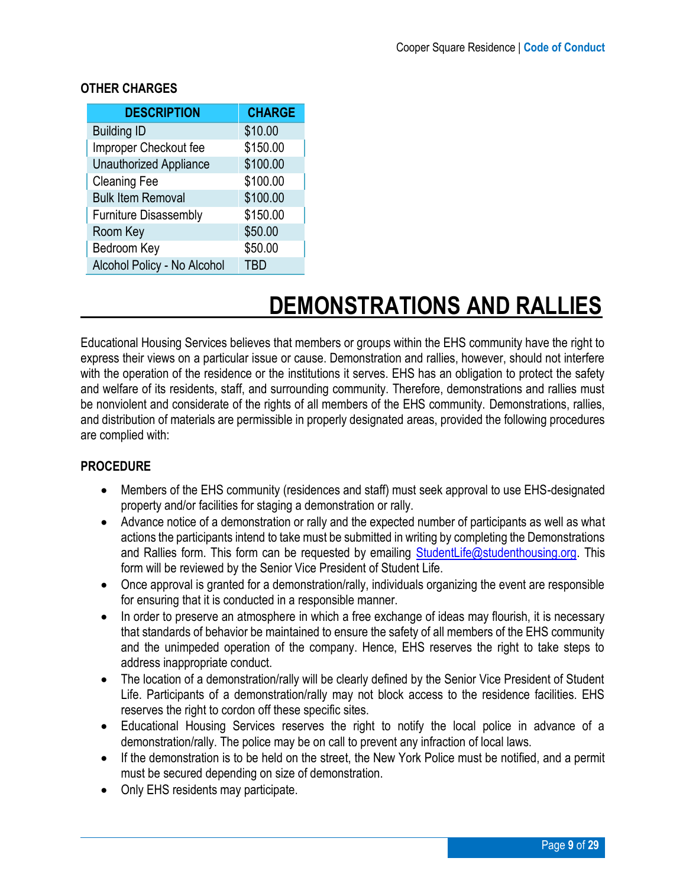### OTHER CHARGES

| DESCRIPTION | CHARGE |
| --- | --- |
| Building ID | $10.00 |
| Improper Checkout fee | $150.00 |
| Unauthorized Appliance | $100.00 |
| Cleaning Fee | $100.00 |
| Bulk Item Removal | $100.00 |
| Furniture Disassembly | $150.00 |
| Room Key | $50.00 |
| Bedroom Key | $50.00 |
| Alcohol Policy - No Alcohol | TBD |

# DEMONSTRATIONS AND RALLIES

Educational Housing Services believes that members or groups within the EHS community have the right to express their views on a particular issue or cause. Demonstration and rallies, however, should not interfere with the operation of the residence or the institutions it serves. EHS has an obligation to protect the safety and welfare of its residents, staff, and surrounding community. Therefore, demonstrations and rallies must be nonviolent and considerate of the rights of all members of the EHS community. Demonstrations, rallies, and distribution of materials are permissible in properly designated areas, provided the following procedures are complied with:

### PROCEDURE

- Members of the EHS community (residences and staff) must seek approval to use EHS-designated property and/or facilities for staging a demonstration or rally.
- Advance notice of a demonstration or rally and the expected number of participants as well as what actions the participants intend to take must be submitted in writing by completing the Demonstrations and Rallies form. This form can be requested by emailing StudentLife@studenthousing.org. This form will be reviewed by the Senior Vice President of Student Life.
- Once approval is granted for a demonstration/rally, individuals organizing the event are responsible for ensuring that it is conducted in a responsible manner.
- In order to preserve an atmosphere in which a free exchange of ideas may flourish, it is necessary that standards of behavior be maintained to ensure the safety of all members of the EHS community and the unimpeded operation of the company. Hence, EHS reserves the right to take steps to address inappropriate conduct.
- The location of a demonstration/rally will be clearly defined by the Senior Vice President of Student Life. Participants of a demonstration/rally may not block access to the residence facilities. EHS reserves the right to cordon off these specific sites.
- Educational Housing Services reserves the right to notify the local police in advance of a demonstration/rally. The police may be on call to prevent any infraction of local laws.
- If the demonstration is to be held on the street, the New York Police must be notified, and a permit must be secured depending on size of demonstration.
- Only EHS residents may participate.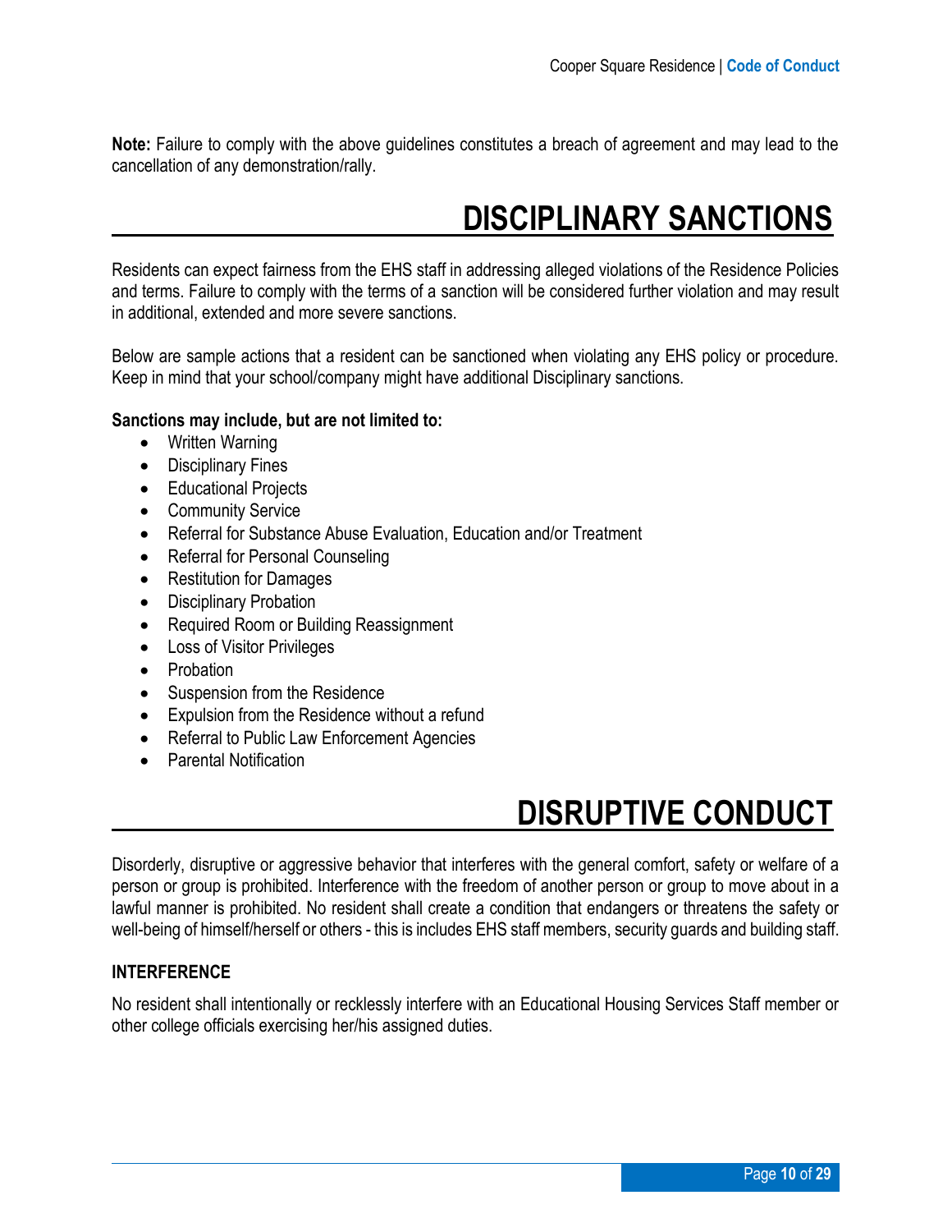**Note:** Failure to comply with the above guidelines constitutes a breach of agreement and may lead to the cancellation of any demonstration/rally.

# DISCIPLINARY SANCTIONS

Residents can expect fairness from the EHS staff in addressing alleged violations of the Residence Policies and terms. Failure to comply with the terms of a sanction will be considered further violation and may result in additional, extended and more severe sanctions.

Below are sample actions that a resident can be sanctioned when violating any EHS policy or procedure. Keep in mind that your school/company might have additional Disciplinary sanctions.

**Sanctions may include, but are not limited to:**

- Written Warning
- Disciplinary Fines
- Educational Projects
- Community Service
- Referral for Substance Abuse Evaluation, Education and/or Treatment
- Referral for Personal Counseling
- Restitution for Damages
- Disciplinary Probation
- Required Room or Building Reassignment
- Loss of Visitor Privileges
- Probation
- Suspension from the Residence
- Expulsion from the Residence without a refund
- Referral to Public Law Enforcement Agencies
- Parental Notification

# DISRUPTIVE CONDUCT

Disorderly, disruptive or aggressive behavior that interferes with the general comfort, safety or welfare of a person or group is prohibited. Interference with the freedom of another person or group to move about in a lawful manner is prohibited. No resident shall create a condition that endangers or threatens the safety or well-being of himself/herself or others - this is includes EHS staff members, security guards and building staff.

### INTERFERENCE

No resident shall intentionally or recklessly interfere with an Educational Housing Services Staff member or other college officials exercising her/his assigned duties.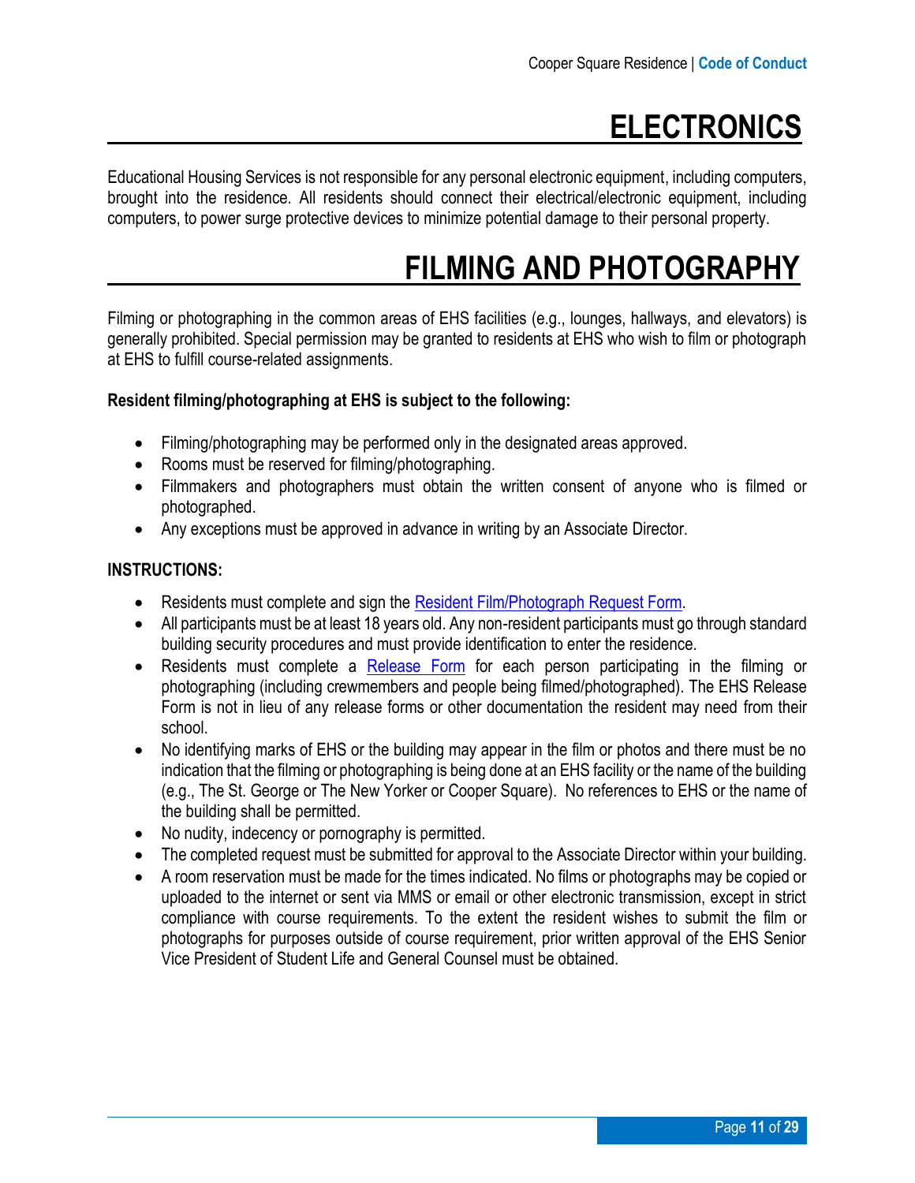# ELECTRONICS

Educational Housing Services is not responsible for any personal electronic equipment, including computers, brought into the residence. All residents should connect their electrical/electronic equipment, including computers, to power surge protective devices to minimize potential damage to their personal property.

# FILMING AND PHOTOGRAPHY

Filming or photographing in the common areas of EHS facilities (e.g., lounges, hallways, and elevators) is generally prohibited. Special permission may be granted to residents at EHS who wish to film or photograph at EHS to fulfill course-related assignments.

**Resident filming/photographing at EHS is subject to the following:**

- Filming/photographing may be performed only in the designated areas approved.
- Rooms must be reserved for filming/photographing.
- Filmmakers and photographers must obtain the written consent of anyone who is filmed or photographed.
- Any exceptions must be approved in advance in writing by an Associate Director.

**INSTRUCTIONS:**

- Residents must complete and sign the Resident Film/Photograph Request Form.
- All participants must be at least 18 years old. Any non-resident participants must go through standard building security procedures and must provide identification to enter the residence.
- Residents must complete a Release Form for each person participating in the filming or photographing (including crewmembers and people being filmed/photographed). The EHS Release Form is not in lieu of any release forms or other documentation the resident may need from their school.
- No identifying marks of EHS or the building may appear in the film or photos and there must be no indication that the filming or photographing is being done at an EHS facility or the name of the building (e.g., The St. George or The New Yorker or Cooper Square). No references to EHS or the name of the building shall be permitted.
- No nudity, indecency or pornography is permitted.
- The completed request must be submitted for approval to the Associate Director within your building.
- A room reservation must be made for the times indicated. No films or photographs may be copied or uploaded to the internet or sent via MMS or email or other electronic transmission, except in strict compliance with course requirements. To the extent the resident wishes to submit the film or photographs for purposes outside of course requirement, prior written approval of the EHS Senior Vice President of Student Life and General Counsel must be obtained.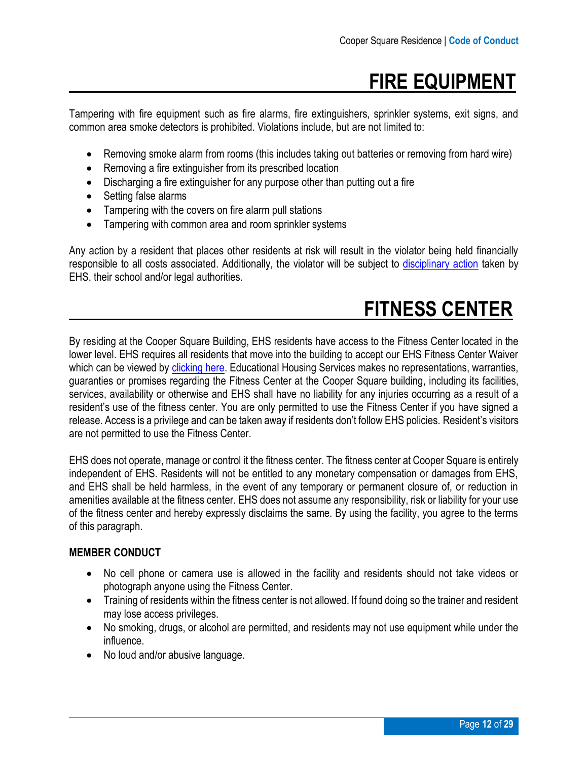# FIRE EQUIPMENT

Tampering with fire equipment such as fire alarms, fire extinguishers, sprinkler systems, exit signs, and common area smoke detectors is prohibited. Violations include, but are not limited to:

- Removing smoke alarm from rooms (this includes taking out batteries or removing from hard wire)
- Removing a fire extinguisher from its prescribed location
- Discharging a fire extinguisher for any purpose other than putting out a fire
- Setting false alarms
- Tampering with the covers on fire alarm pull stations
- Tampering with common area and room sprinkler systems

Any action by a resident that places other residents at risk will result in the violator being held financially responsible to all costs associated. Additionally, the violator will be subject to disciplinary action taken by EHS, their school and/or legal authorities.

# FITNESS CENTER

By residing at the Cooper Square Building, EHS residents have access to the Fitness Center located in the lower level. EHS requires all residents that move into the building to accept our EHS Fitness Center Waiver which can be viewed by clicking here. Educational Housing Services makes no representations, warranties, guaranties or promises regarding the Fitness Center at the Cooper Square building, including its facilities, services, availability or otherwise and EHS shall have no liability for any injuries occurring as a result of a resident's use of the fitness center. You are only permitted to use the Fitness Center if you have signed a release. Access is a privilege and can be taken away if residents don't follow EHS policies. Resident's visitors are not permitted to use the Fitness Center.

EHS does not operate, manage or control it the fitness center. The fitness center at Cooper Square is entirely independent of EHS. Residents will not be entitled to any monetary compensation or damages from EHS, and EHS shall be held harmless, in the event of any temporary or permanent closure of, or reduction in amenities available at the fitness center. EHS does not assume any responsibility, risk or liability for your use of the fitness center and hereby expressly disclaims the same. By using the facility, you agree to the terms of this paragraph.

**MEMBER CONDUCT**

- No cell phone or camera use is allowed in the facility and residents should not take videos or photograph anyone using the Fitness Center.
- Training of residents within the fitness center is not allowed. If found doing so the trainer and resident may lose access privileges.
- No smoking, drugs, or alcohol are permitted, and residents may not use equipment while under the influence.
- No loud and/or abusive language.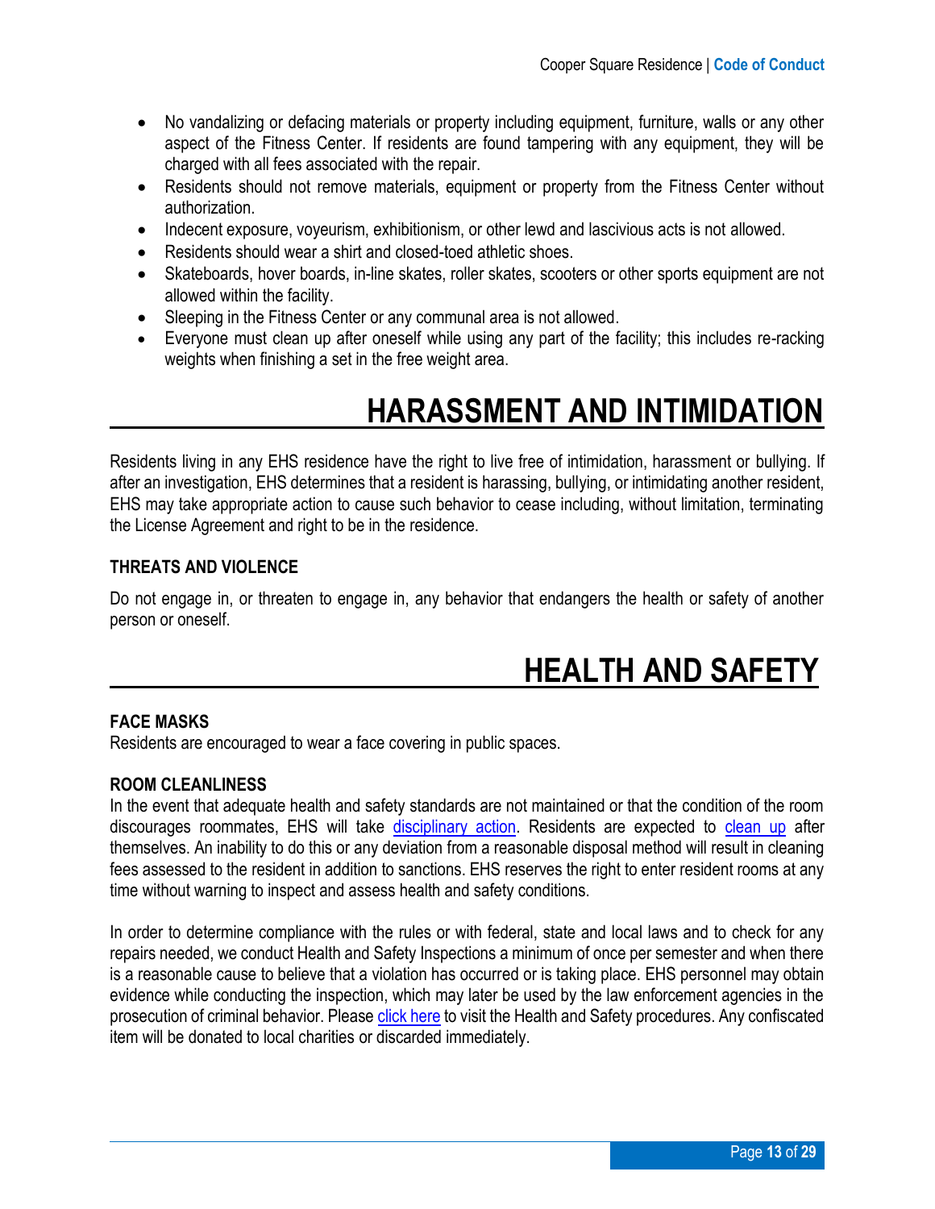- No vandalizing or defacing materials or property including equipment, furniture, walls or any other aspect of the Fitness Center. If residents are found tampering with any equipment, they will be charged with all fees associated with the repair.
- Residents should not remove materials, equipment or property from the Fitness Center without authorization.
- Indecent exposure, voyeurism, exhibitionism, or other lewd and lascivious acts is not allowed.
- Residents should wear a shirt and closed-toed athletic shoes.
- Skateboards, hover boards, in-line skates, roller skates, scooters or other sports equipment are not allowed within the facility.
- Sleeping in the Fitness Center or any communal area is not allowed.
- Everyone must clean up after oneself while using any part of the facility; this includes re-racking weights when finishing a set in the free weight area.

# HARASSMENT AND INTIMIDATION

Residents living in any EHS residence have the right to live free of intimidation, harassment or bullying. If after an investigation, EHS determines that a resident is harassing, bullying, or intimidating another resident, EHS may take appropriate action to cause such behavior to cease including, without limitation, terminating the License Agreement and right to be in the residence.

### THREATS AND VIOLENCE

Do not engage in, or threaten to engage in, any behavior that endangers the health or safety of another person or oneself.

# HEALTH AND SAFETY

### FACE MASKS

Residents are encouraged to wear a face covering in public spaces.

### ROOM CLEANLINESS

In the event that adequate health and safety standards are not maintained or that the condition of the room discourages roommates, EHS will take disciplinary action. Residents are expected to clean up after themselves. An inability to do this or any deviation from a reasonable disposal method will result in cleaning fees assessed to the resident in addition to sanctions. EHS reserves the right to enter resident rooms at any time without warning to inspect and assess health and safety conditions.

In order to determine compliance with the rules or with federal, state and local laws and to check for any repairs needed, we conduct Health and Safety Inspections a minimum of once per semester and when there is a reasonable cause to believe that a violation has occurred or is taking place. EHS personnel may obtain evidence while conducting the inspection, which may later be used by the law enforcement agencies in the prosecution of criminal behavior. Please click here to visit the Health and Safety procedures. Any confiscated item will be donated to local charities or discarded immediately.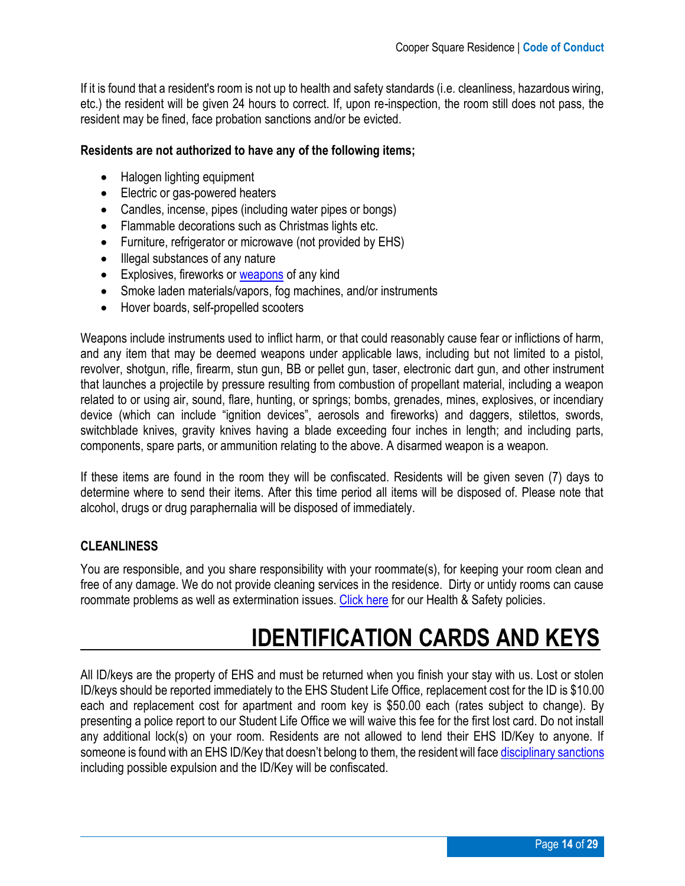If it is found that a resident's room is not up to health and safety standards (i.e. cleanliness, hazardous wiring, etc.) the resident will be given 24 hours to correct. If, upon re-inspection, the room still does not pass, the resident may be fined, face probation sanctions and/or be evicted.

**Residents are not authorized to have any of the following items;**

- Halogen lighting equipment
- Electric or gas-powered heaters
- Candles, incense, pipes (including water pipes or bongs)
- Flammable decorations such as Christmas lights etc.
- Furniture, refrigerator or microwave (not provided by EHS)
- Illegal substances of any nature
- Explosives, fireworks or weapons of any kind
- Smoke laden materials/vapors, fog machines, and/or instruments
- Hover boards, self-propelled scooters

Weapons include instruments used to inflict harm, or that could reasonably cause fear or inflictions of harm, and any item that may be deemed weapons under applicable laws, including but not limited to a pistol, revolver, shotgun, rifle, firearm, stun gun, BB or pellet gun, taser, electronic dart gun, and other instrument that launches a projectile by pressure resulting from combustion of propellant material, including a weapon related to or using air, sound, flare, hunting, or springs; bombs, grenades, mines, explosives, or incendiary device (which can include "ignition devices", aerosols and fireworks) and daggers, stilettos, swords, switchblade knives, gravity knives having a blade exceeding four inches in length; and including parts, components, spare parts, or ammunition relating to the above. A disarmed weapon is a weapon.

If these items are found in the room they will be confiscated. Residents will be given seven (7) days to determine where to send their items. After this time period all items will be disposed of. Please note that alcohol, drugs or drug paraphernalia will be disposed of immediately.

### CLEANLINESS

You are responsible, and you share responsibility with your roommate(s), for keeping your room clean and free of any damage. We do not provide cleaning services in the residence. Dirty or untidy rooms can cause roommate problems as well as extermination issues. Click here for our Health & Safety policies.

# IDENTIFICATION CARDS AND KEYS

All ID/keys are the property of EHS and must be returned when you finish your stay with us. Lost or stolen ID/keys should be reported immediately to the EHS Student Life Office, replacement cost for the ID is $10.00 each and replacement cost for apartment and room key is $50.00 each (rates subject to change). By presenting a police report to our Student Life Office we will waive this fee for the first lost card. Do not install any additional lock(s) on your room. Residents are not allowed to lend their EHS ID/Key to anyone. If someone is found with an EHS ID/Key that doesn't belong to them, the resident will face disciplinary sanctions including possible expulsion and the ID/Key will be confiscated.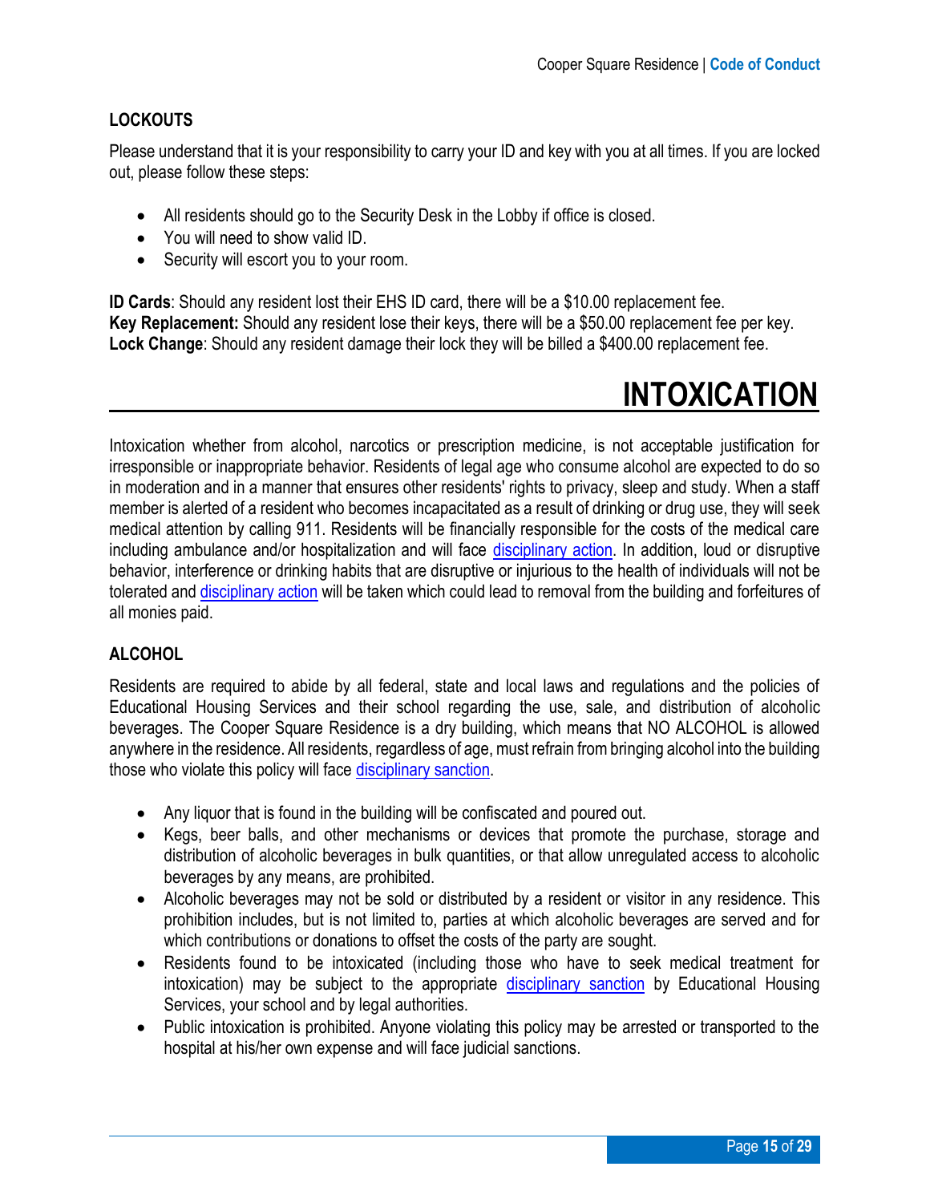### LOCKOUTS

Please understand that it is your responsibility to carry your ID and key with you at all times. If you are locked out, please follow these steps:

- All residents should go to the Security Desk in the Lobby if office is closed.
- You will need to show valid ID.
- Security will escort you to your room.

**ID Cards**: Should any resident lost their EHS ID card, there will be a $10.00 replacement fee.
**Key Replacement:** Should any resident lose their keys, there will be a $50.00 replacement fee per key.
**Lock Change**: Should any resident damage their lock they will be billed a $400.00 replacement fee.

# INTOXICATION

Intoxication whether from alcohol, narcotics or prescription medicine, is not acceptable justification for irresponsible or inappropriate behavior. Residents of legal age who consume alcohol are expected to do so in moderation and in a manner that ensures other residents' rights to privacy, sleep and study. When a staff member is alerted of a resident who becomes incapacitated as a result of drinking or drug use, they will seek medical attention by calling 911. Residents will be financially responsible for the costs of the medical care including ambulance and/or hospitalization and will face disciplinary action. In addition, loud or disruptive behavior, interference or drinking habits that are disruptive or injurious to the health of individuals will not be tolerated and disciplinary action will be taken which could lead to removal from the building and forfeitures of all monies paid.

### ALCOHOL

Residents are required to abide by all federal, state and local laws and regulations and the policies of Educational Housing Services and their school regarding the use, sale, and distribution of alcoholic beverages. The Cooper Square Residence is a dry building, which means that NO ALCOHOL is allowed anywhere in the residence. All residents, regardless of age, must refrain from bringing alcohol into the building those who violate this policy will face disciplinary sanction.

- Any liquor that is found in the building will be confiscated and poured out.
- Kegs, beer balls, and other mechanisms or devices that promote the purchase, storage and distribution of alcoholic beverages in bulk quantities, or that allow unregulated access to alcoholic beverages by any means, are prohibited.
- Alcoholic beverages may not be sold or distributed by a resident or visitor in any residence. This prohibition includes, but is not limited to, parties at which alcoholic beverages are served and for which contributions or donations to offset the costs of the party are sought.
- Residents found to be intoxicated (including those who have to seek medical treatment for intoxication) may be subject to the appropriate disciplinary sanction by Educational Housing Services, your school and by legal authorities.
- Public intoxication is prohibited. Anyone violating this policy may be arrested or transported to the hospital at his/her own expense and will face judicial sanctions.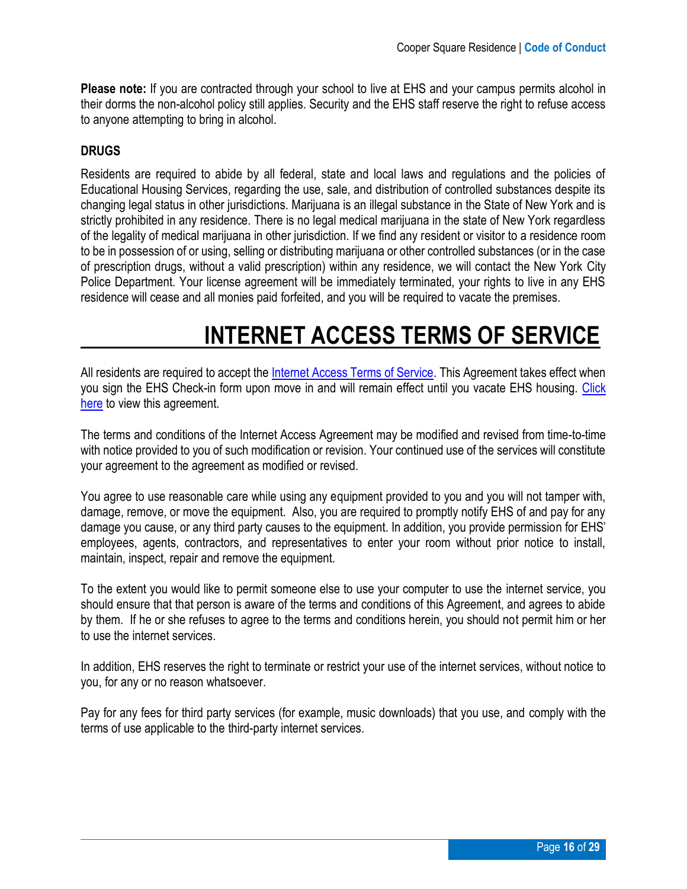**Please note:** If you are contracted through your school to live at EHS and your campus permits alcohol in their dorms the non-alcohol policy still applies. Security and the EHS staff reserve the right to refuse access to anyone attempting to bring in alcohol.

**DRUGS**

Residents are required to abide by all federal, state and local laws and regulations and the policies of Educational Housing Services, regarding the use, sale, and distribution of controlled substances despite its changing legal status in other jurisdictions. Marijuana is an illegal substance in the State of New York and is strictly prohibited in any residence. There is no legal medical marijuana in the state of New York regardless of the legality of medical marijuana in other jurisdiction. If we find any resident or visitor to a residence room to be in possession of or using, selling or distributing marijuana or other controlled substances (or in the case of prescription drugs, without a valid prescription) within any residence, we will contact the New York City Police Department. Your license agreement will be immediately terminated, your rights to live in any EHS residence will cease and all monies paid forfeited, and you will be required to vacate the premises.

# INTERNET ACCESS TERMS OF SERVICE

All residents are required to accept the Internet Access Terms of Service. This Agreement takes effect when you sign the EHS Check-in form upon move in and will remain effect until you vacate EHS housing. Click here to view this agreement.

The terms and conditions of the Internet Access Agreement may be modified and revised from time-to-time with notice provided to you of such modification or revision. Your continued use of the services will constitute your agreement to the agreement as modified or revised.

You agree to use reasonable care while using any equipment provided to you and you will not tamper with, damage, remove, or move the equipment. Also, you are required to promptly notify EHS of and pay for any damage you cause, or any third party causes to the equipment. In addition, you provide permission for EHS' employees, agents, contractors, and representatives to enter your room without prior notice to install, maintain, inspect, repair and remove the equipment.

To the extent you would like to permit someone else to use your computer to use the internet service, you should ensure that that person is aware of the terms and conditions of this Agreement, and agrees to abide by them. If he or she refuses to agree to the terms and conditions herein, you should not permit him or her to use the internet services.

In addition, EHS reserves the right to terminate or restrict your use of the internet services, without notice to you, for any or no reason whatsoever.

Pay for any fees for third party services (for example, music downloads) that you use, and comply with the terms of use applicable to the third-party internet services.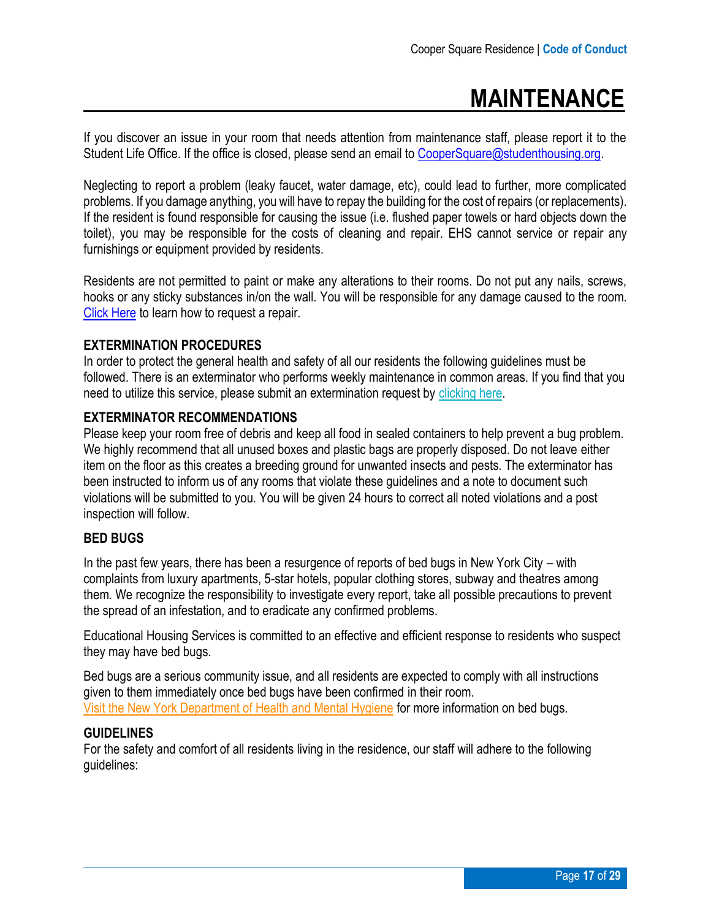# MAINTENANCE

If you discover an issue in your room that needs attention from maintenance staff, please report it to the Student Life Office. If the office is closed, please send an email to CooperSquare@studenthousing.org.

Neglecting to report a problem (leaky faucet, water damage, etc), could lead to further, more complicated problems. If you damage anything, you will have to repay the building for the cost of repairs (or replacements). If the resident is found responsible for causing the issue (i.e. flushed paper towels or hard objects down the toilet), you may be responsible for the costs of cleaning and repair. EHS cannot service or repair any furnishings or equipment provided by residents.

Residents are not permitted to paint or make any alterations to their rooms. Do not put any nails, screws, hooks or any sticky substances in/on the wall. You will be responsible for any damage caused to the room. Click Here to learn how to request a repair.

**EXTERMINATION PROCEDURES**

In order to protect the general health and safety of all our residents the following guidelines must be followed. There is an exterminator who performs weekly maintenance in common areas. If you find that you need to utilize this service, please submit an extermination request by clicking here.

**EXTERMINATOR RECOMMENDATIONS**

Please keep your room free of debris and keep all food in sealed containers to help prevent a bug problem. We highly recommend that all unused boxes and plastic bags are properly disposed. Do not leave either item on the floor as this creates a breeding ground for unwanted insects and pests. The exterminator has been instructed to inform us of any rooms that violate these guidelines and a note to document such violations will be submitted to you. You will be given 24 hours to correct all noted violations and a post inspection will follow.

**BED BUGS**

In the past few years, there has been a resurgence of reports of bed bugs in New York City – with complaints from luxury apartments, 5-star hotels, popular clothing stores, subway and theatres among them. We recognize the responsibility to investigate every report, take all possible precautions to prevent the spread of an infestation, and to eradicate any confirmed problems.

Educational Housing Services is committed to an effective and efficient response to residents who suspect they may have bed bugs.

Bed bugs are a serious community issue, and all residents are expected to comply with all instructions given to them immediately once bed bugs have been confirmed in their room.
Visit the New York Department of Health and Mental Hygiene for more information on bed bugs.

**GUIDELINES**

For the safety and comfort of all residents living in the residence, our staff will adhere to the following guidelines: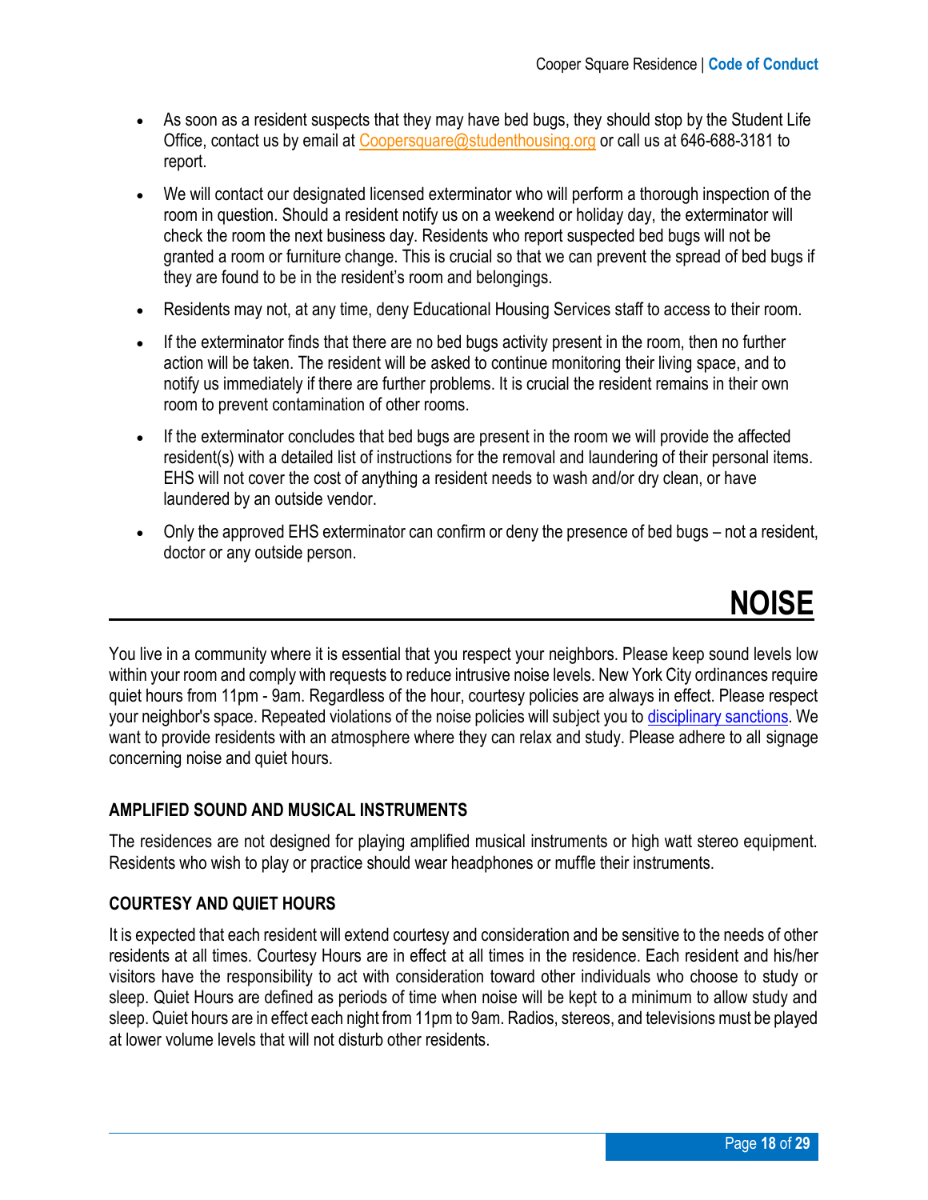- As soon as a resident suspects that they may have bed bugs, they should stop by the Student Life Office, contact us by email at Coopersquare@studenthousing.org or call us at 646-688-3181 to report.
- We will contact our designated licensed exterminator who will perform a thorough inspection of the room in question. Should a resident notify us on a weekend or holiday day, the exterminator will check the room the next business day. Residents who report suspected bed bugs will not be granted a room or furniture change. This is crucial so that we can prevent the spread of bed bugs if they are found to be in the resident's room and belongings.
- Residents may not, at any time, deny Educational Housing Services staff to access to their room.
- If the exterminator finds that there are no bed bugs activity present in the room, then no further action will be taken. The resident will be asked to continue monitoring their living space, and to notify us immediately if there are further problems. It is crucial the resident remains in their own room to prevent contamination of other rooms.
- If the exterminator concludes that bed bugs are present in the room we will provide the affected resident(s) with a detailed list of instructions for the removal and laundering of their personal items. EHS will not cover the cost of anything a resident needs to wash and/or dry clean, or have laundered by an outside vendor.
- Only the approved EHS exterminator can confirm or deny the presence of bed bugs – not a resident, doctor or any outside person.

# NOISE

You live in a community where it is essential that you respect your neighbors. Please keep sound levels low within your room and comply with requests to reduce intrusive noise levels. New York City ordinances require quiet hours from 11pm - 9am. Regardless of the hour, courtesy policies are always in effect. Please respect your neighbor's space. Repeated violations of the noise policies will subject you to disciplinary sanctions. We want to provide residents with an atmosphere where they can relax and study. Please adhere to all signage concerning noise and quiet hours.

### AMPLIFIED SOUND AND MUSICAL INSTRUMENTS

The residences are not designed for playing amplified musical instruments or high watt stereo equipment. Residents who wish to play or practice should wear headphones or muffle their instruments.

### COURTESY AND QUIET HOURS

It is expected that each resident will extend courtesy and consideration and be sensitive to the needs of other residents at all times. Courtesy Hours are in effect at all times in the residence. Each resident and his/her visitors have the responsibility to act with consideration toward other individuals who choose to study or sleep. Quiet Hours are defined as periods of time when noise will be kept to a minimum to allow study and sleep. Quiet hours are in effect each night from 11pm to 9am. Radios, stereos, and televisions must be played at lower volume levels that will not disturb other residents.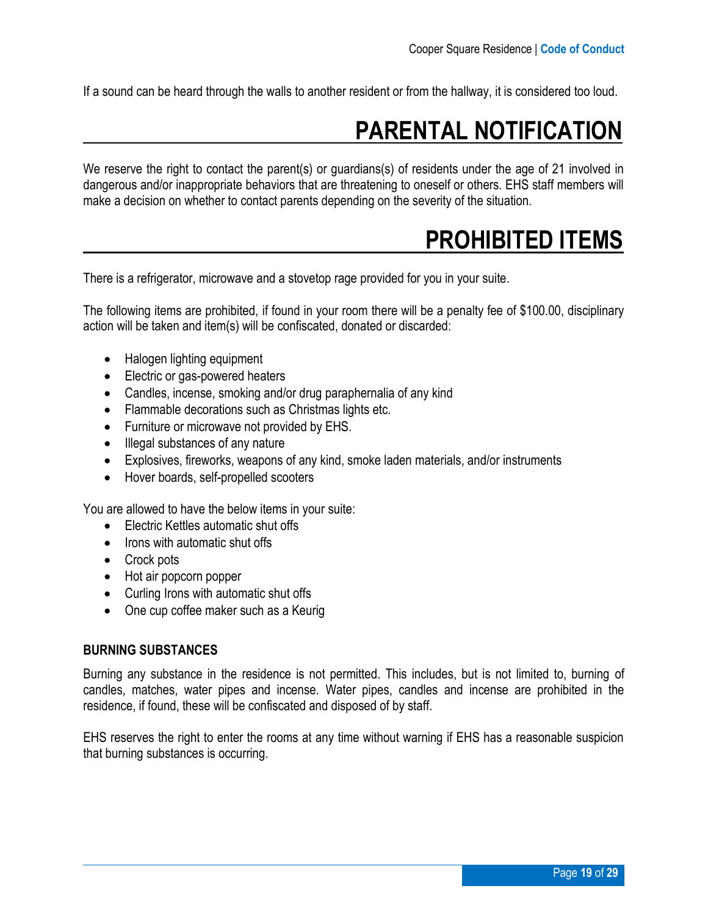If a sound can be heard through the walls to another resident or from the hallway, it is considered too loud.

# PARENTAL NOTIFICATION

We reserve the right to contact the parent(s) or guardians(s) of residents under the age of 21 involved in dangerous and/or inappropriate behaviors that are threatening to oneself or others. EHS staff members will make a decision on whether to contact parents depending on the severity of the situation.

# PROHIBITED ITEMS

There is a refrigerator, microwave and a stovetop rage provided for you in your suite.

The following items are prohibited, if found in your room there will be a penalty fee of $100.00, disciplinary action will be taken and item(s) will be confiscated, donated or discarded:

- Halogen lighting equipment
- Electric or gas-powered heaters
- Candles, incense, smoking and/or drug paraphernalia of any kind
- Flammable decorations such as Christmas lights etc.
- Furniture or microwave not provided by EHS.
- Illegal substances of any nature
- Explosives, fireworks, weapons of any kind, smoke laden materials, and/or instruments
- Hover boards, self-propelled scooters

You are allowed to have the below items in your suite:

- Electric Kettles automatic shut offs
- Irons with automatic shut offs
- Crock pots
- Hot air popcorn popper
- Curling Irons with automatic shut offs
- One cup coffee maker such as a Keurig

### BURNING SUBSTANCES

Burning any substance in the residence is not permitted. This includes, but is not limited to, burning of candles, matches, water pipes and incense. Water pipes, candles and incense are prohibited in the residence, if found, these will be confiscated and disposed of by staff.

EHS reserves the right to enter the rooms at any time without warning if EHS has a reasonable suspicion that burning substances is occurring.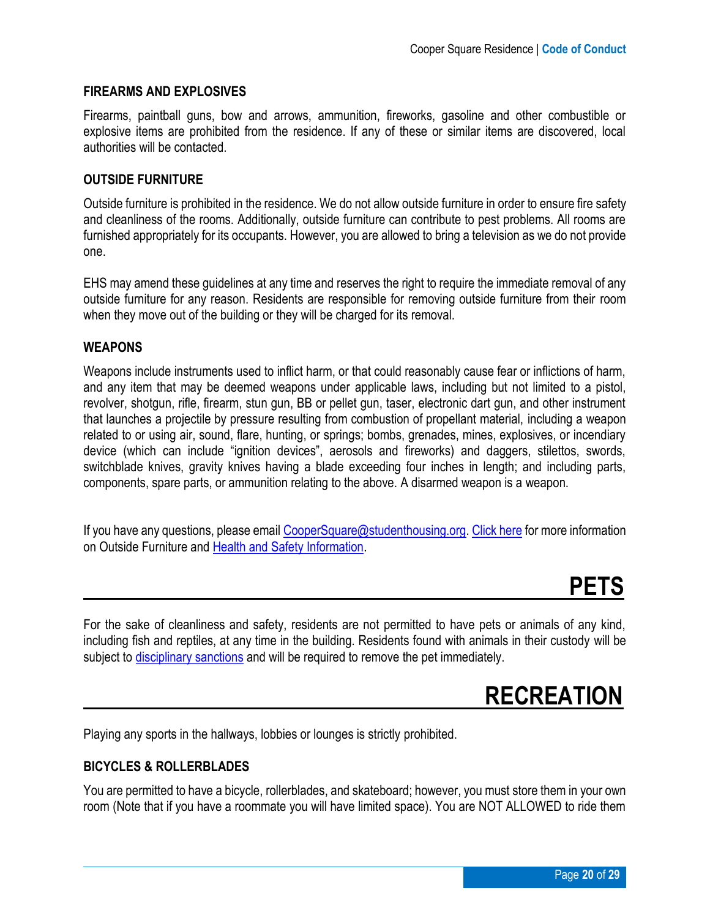### FIREARMS AND EXPLOSIVES

Firearms, paintball guns, bow and arrows, ammunition, fireworks, gasoline and other combustible or explosive items are prohibited from the residence. If any of these or similar items are discovered, local authorities will be contacted.

### OUTSIDE FURNITURE

Outside furniture is prohibited in the residence. We do not allow outside furniture in order to ensure fire safety and cleanliness of the rooms. Additionally, outside furniture can contribute to pest problems. All rooms are furnished appropriately for its occupants. However, you are allowed to bring a television as we do not provide one.

EHS may amend these guidelines at any time and reserves the right to require the immediate removal of any outside furniture for any reason. Residents are responsible for removing outside furniture from their room when they move out of the building or they will be charged for its removal.

### WEAPONS

Weapons include instruments used to inflict harm, or that could reasonably cause fear or inflictions of harm, and any item that may be deemed weapons under applicable laws, including but not limited to a pistol, revolver, shotgun, rifle, firearm, stun gun, BB or pellet gun, taser, electronic dart gun, and other instrument that launches a projectile by pressure resulting from combustion of propellant material, including a weapon related to or using air, sound, flare, hunting, or springs; bombs, grenades, mines, explosives, or incendiary device (which can include “ignition devices”, aerosols and fireworks) and daggers, stilettos, swords, switchblade knives, gravity knives having a blade exceeding four inches in length; and including parts, components, spare parts, or ammunition relating to the above. A disarmed weapon is a weapon.

If you have any questions, please email CooperSquare@studenthousing.org. Click here for more information on Outside Furniture and Health and Safety Information.

## PETS

For the sake of cleanliness and safety, residents are not permitted to have pets or animals of any kind, including fish and reptiles, at any time in the building. Residents found with animals in their custody will be subject to disciplinary sanctions and will be required to remove the pet immediately.

## RECREATION

Playing any sports in the hallways, lobbies or lounges is strictly prohibited.

### BICYCLES & ROLLERBLADES

You are permitted to have a bicycle, rollerblades, and skateboard; however, you must store them in your own room (Note that if you have a roommate you will have limited space). You are NOT ALLOWED to ride them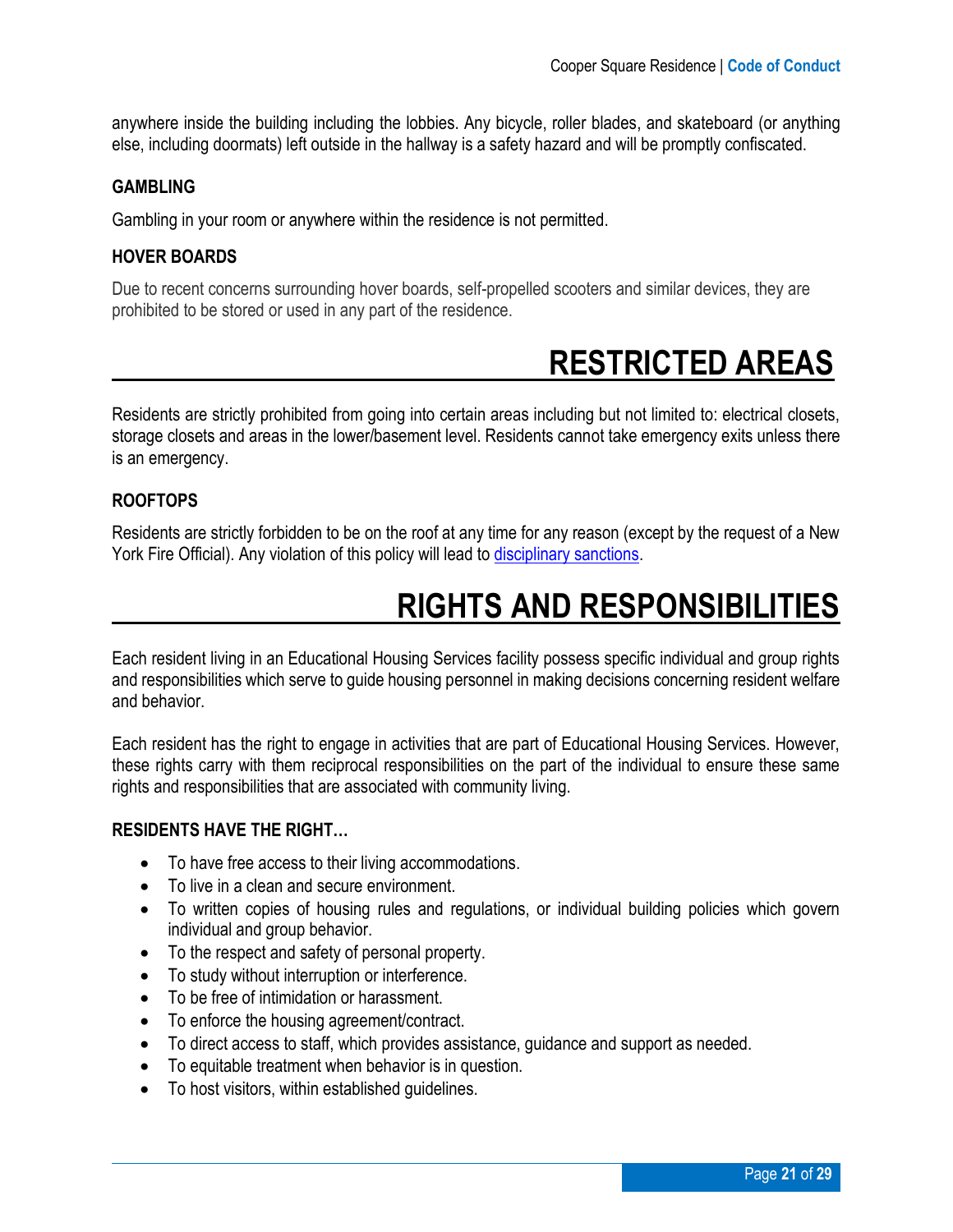anywhere inside the building including the lobbies. Any bicycle, roller blades, and skateboard (or anything else, including doormats) left outside in the hallway is a safety hazard and will be promptly confiscated.

### GAMBLING

Gambling in your room or anywhere within the residence is not permitted.

### HOVER BOARDS

Due to recent concerns surrounding hover boards, self-propelled scooters and similar devices, they are prohibited to be stored or used in any part of the residence.

# RESTRICTED AREAS

Residents are strictly prohibited from going into certain areas including but not limited to: electrical closets, storage closets and areas in the lower/basement level. Residents cannot take emergency exits unless there is an emergency.

### ROOFTOPS

Residents are strictly forbidden to be on the roof at any time for any reason (except by the request of a New York Fire Official). Any violation of this policy will lead to disciplinary sanctions.

# RIGHTS AND RESPONSIBILITIES

Each resident living in an Educational Housing Services facility possess specific individual and group rights and responsibilities which serve to guide housing personnel in making decisions concerning resident welfare and behavior.

Each resident has the right to engage in activities that are part of Educational Housing Services. However, these rights carry with them reciprocal responsibilities on the part of the individual to ensure these same rights and responsibilities that are associated with community living.

### RESIDENTS HAVE THE RIGHT…

- To have free access to their living accommodations.
- To live in a clean and secure environment.
- To written copies of housing rules and regulations, or individual building policies which govern individual and group behavior.
- To the respect and safety of personal property.
- To study without interruption or interference.
- To be free of intimidation or harassment.
- To enforce the housing agreement/contract.
- To direct access to staff, which provides assistance, guidance and support as needed.
- To equitable treatment when behavior is in question.
- To host visitors, within established guidelines.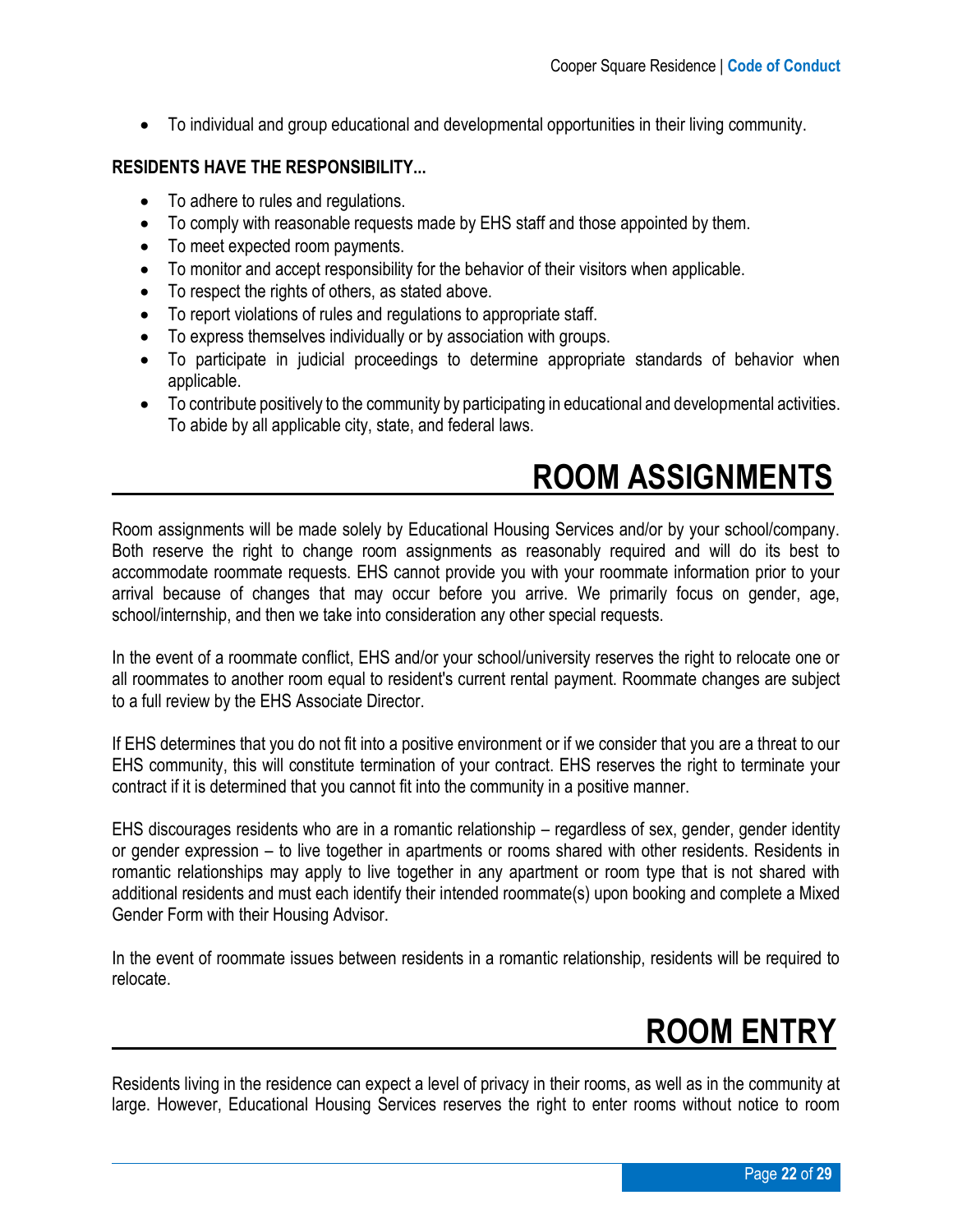- To individual and group educational and developmental opportunities in their living community.

**RESIDENTS HAVE THE RESPONSIBILITY...**

- To adhere to rules and regulations.
- To comply with reasonable requests made by EHS staff and those appointed by them.
- To meet expected room payments.
- To monitor and accept responsibility for the behavior of their visitors when applicable.
- To respect the rights of others, as stated above.
- To report violations of rules and regulations to appropriate staff.
- To express themselves individually or by association with groups.
- To participate in judicial proceedings to determine appropriate standards of behavior when applicable.
- To contribute positively to the community by participating in educational and developmental activities. To abide by all applicable city, state, and federal laws.

# ROOM ASSIGNMENTS

Room assignments will be made solely by Educational Housing Services and/or by your school/company. Both reserve the right to change room assignments as reasonably required and will do its best to accommodate roommate requests. EHS cannot provide you with your roommate information prior to your arrival because of changes that may occur before you arrive. We primarily focus on gender, age, school/internship, and then we take into consideration any other special requests.

In the event of a roommate conflict, EHS and/or your school/university reserves the right to relocate one or all roommates to another room equal to resident's current rental payment. Roommate changes are subject to a full review by the EHS Associate Director.

If EHS determines that you do not fit into a positive environment or if we consider that you are a threat to our EHS community, this will constitute termination of your contract. EHS reserves the right to terminate your contract if it is determined that you cannot fit into the community in a positive manner.

EHS discourages residents who are in a romantic relationship – regardless of sex, gender, gender identity or gender expression – to live together in apartments or rooms shared with other residents. Residents in romantic relationships may apply to live together in any apartment or room type that is not shared with additional residents and must each identify their intended roommate(s) upon booking and complete a Mixed Gender Form with their Housing Advisor.

In the event of roommate issues between residents in a romantic relationship, residents will be required to relocate.

# ROOM ENTRY

Residents living in the residence can expect a level of privacy in their rooms, as well as in the community at large. However, Educational Housing Services reserves the right to enter rooms without notice to room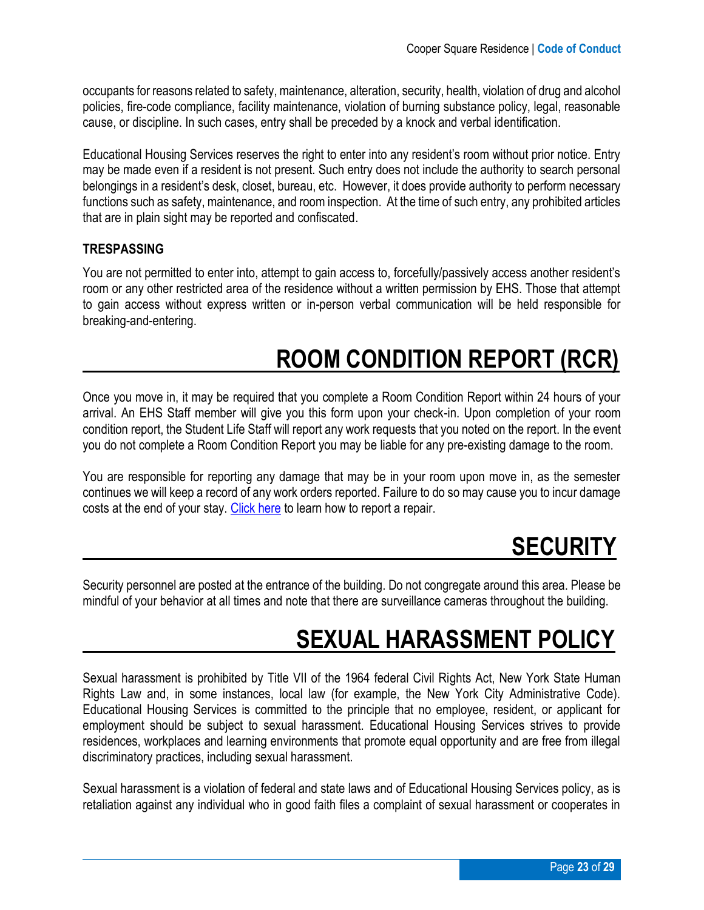occupants for reasons related to safety, maintenance, alteration, security, health, violation of drug and alcohol policies, fire-code compliance, facility maintenance, violation of burning substance policy, legal, reasonable cause, or discipline. In such cases, entry shall be preceded by a knock and verbal identification.

Educational Housing Services reserves the right to enter into any resident's room without prior notice. Entry may be made even if a resident is not present. Such entry does not include the authority to search personal belongings in a resident's desk, closet, bureau, etc. However, it does provide authority to perform necessary functions such as safety, maintenance, and room inspection. At the time of such entry, any prohibited articles that are in plain sight may be reported and confiscated.

### TRESPASSING

You are not permitted to enter into, attempt to gain access to, forcefully/passively access another resident's room or any other restricted area of the residence without a written permission by EHS. Those that attempt to gain access without express written or in-person verbal communication will be held responsible for breaking-and-entering.

# ROOM CONDITION REPORT (RCR)

Once you move in, it may be required that you complete a Room Condition Report within 24 hours of your arrival. An EHS Staff member will give you this form upon your check-in. Upon completion of your room condition report, the Student Life Staff will report any work requests that you noted on the report. In the event you do not complete a Room Condition Report you may be liable for any pre-existing damage to the room.

You are responsible for reporting any damage that may be in your room upon move in, as the semester continues we will keep a record of any work orders reported. Failure to do so may cause you to incur damage costs at the end of your stay. Click here to learn how to report a repair.

# SECURITY

Security personnel are posted at the entrance of the building. Do not congregate around this area. Please be mindful of your behavior at all times and note that there are surveillance cameras throughout the building.

# SEXUAL HARASSMENT POLICY

Sexual harassment is prohibited by Title VII of the 1964 federal Civil Rights Act, New York State Human Rights Law and, in some instances, local law (for example, the New York City Administrative Code). Educational Housing Services is committed to the principle that no employee, resident, or applicant for employment should be subject to sexual harassment. Educational Housing Services strives to provide residences, workplaces and learning environments that promote equal opportunity and are free from illegal discriminatory practices, including sexual harassment.

Sexual harassment is a violation of federal and state laws and of Educational Housing Services policy, as is retaliation against any individual who in good faith files a complaint of sexual harassment or cooperates in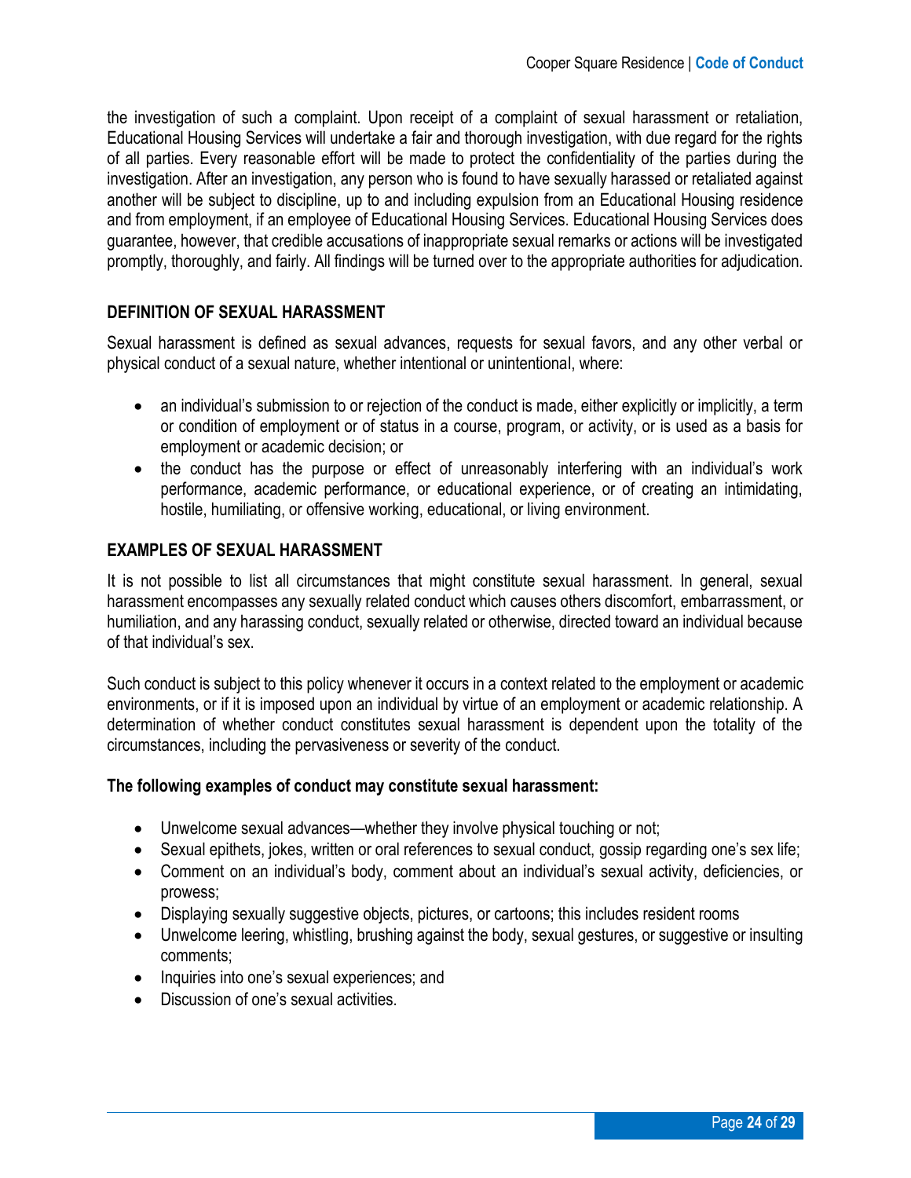the investigation of such a complaint. Upon receipt of a complaint of sexual harassment or retaliation, Educational Housing Services will undertake a fair and thorough investigation, with due regard for the rights of all parties. Every reasonable effort will be made to protect the confidentiality of the parties during the investigation. After an investigation, any person who is found to have sexually harassed or retaliated against another will be subject to discipline, up to and including expulsion from an Educational Housing residence and from employment, if an employee of Educational Housing Services. Educational Housing Services does guarantee, however, that credible accusations of inappropriate sexual remarks or actions will be investigated promptly, thoroughly, and fairly. All findings will be turned over to the appropriate authorities for adjudication.

### DEFINITION OF SEXUAL HARASSMENT

Sexual harassment is defined as sexual advances, requests for sexual favors, and any other verbal or physical conduct of a sexual nature, whether intentional or unintentional, where:

- an individual's submission to or rejection of the conduct is made, either explicitly or implicitly, a term or condition of employment or of status in a course, program, or activity, or is used as a basis for employment or academic decision; or
- the conduct has the purpose or effect of unreasonably interfering with an individual's work performance, academic performance, or educational experience, or of creating an intimidating, hostile, humiliating, or offensive working, educational, or living environment.

### EXAMPLES OF SEXUAL HARASSMENT

It is not possible to list all circumstances that might constitute sexual harassment. In general, sexual harassment encompasses any sexually related conduct which causes others discomfort, embarrassment, or humiliation, and any harassing conduct, sexually related or otherwise, directed toward an individual because of that individual's sex.

Such conduct is subject to this policy whenever it occurs in a context related to the employment or academic environments, or if it is imposed upon an individual by virtue of an employment or academic relationship. A determination of whether conduct constitutes sexual harassment is dependent upon the totality of the circumstances, including the pervasiveness or severity of the conduct.

**The following examples of conduct may constitute sexual harassment:**

- Unwelcome sexual advances—whether they involve physical touching or not;
- Sexual epithets, jokes, written or oral references to sexual conduct, gossip regarding one's sex life;
- Comment on an individual's body, comment about an individual's sexual activity, deficiencies, or prowess;
- Displaying sexually suggestive objects, pictures, or cartoons; this includes resident rooms
- Unwelcome leering, whistling, brushing against the body, sexual gestures, or suggestive or insulting comments;
- Inquiries into one's sexual experiences; and
- Discussion of one's sexual activities.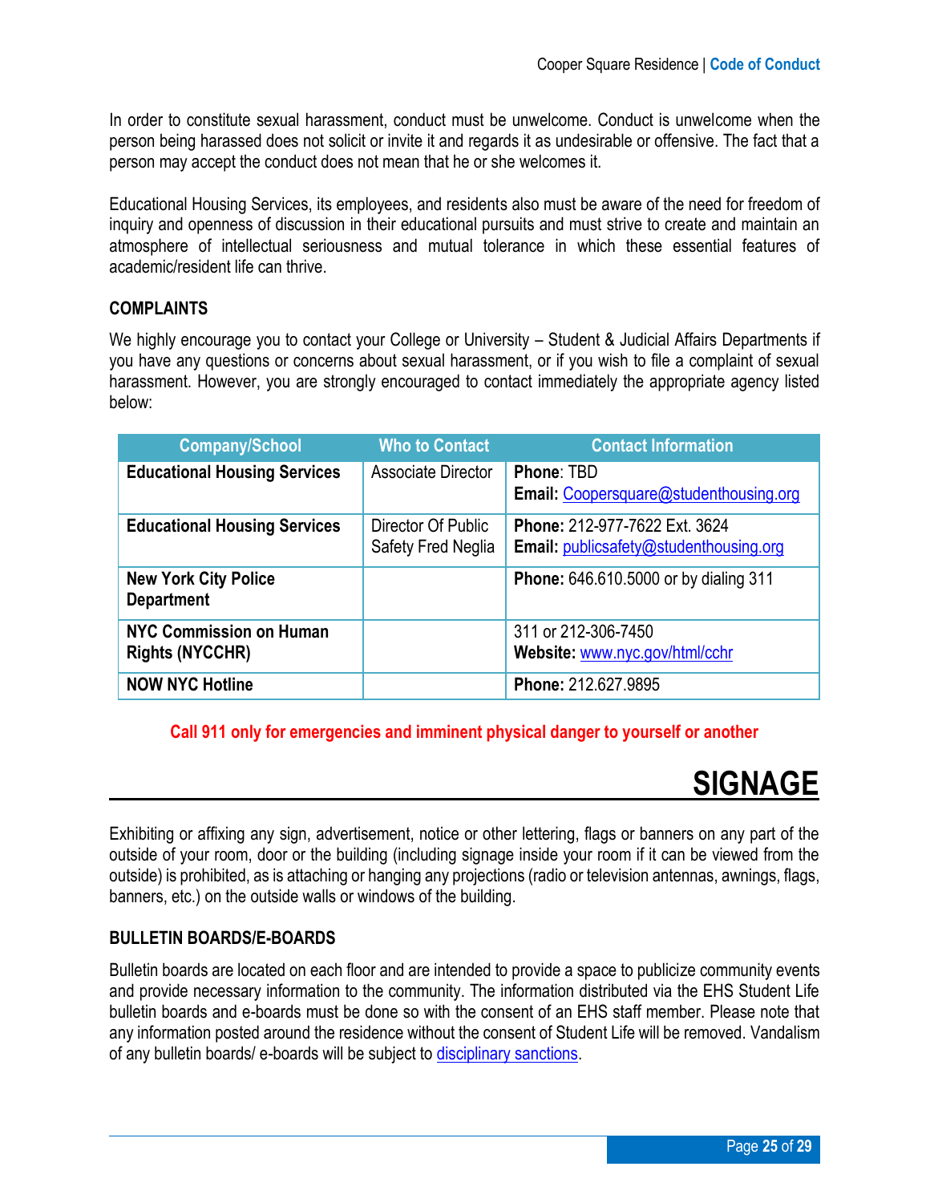In order to constitute sexual harassment, conduct must be unwelcome. Conduct is unwelcome when the person being harassed does not solicit or invite it and regards it as undesirable or offensive. The fact that a person may accept the conduct does not mean that he or she welcomes it.

Educational Housing Services, its employees, and residents also must be aware of the need for freedom of inquiry and openness of discussion in their educational pursuits and must strive to create and maintain an atmosphere of intellectual seriousness and mutual tolerance in which these essential features of academic/resident life can thrive.

### COMPLAINTS

We highly encourage you to contact your College or University – Student & Judicial Affairs Departments if you have any questions or concerns about sexual harassment, or if you wish to file a complaint of sexual harassment. However, you are strongly encouraged to contact immediately the appropriate agency listed below:

| Company/School | Who to Contact | Contact Information |
|---|---|---|
| **Educational Housing Services** | Associate Director | **Phone**: TBD<br>**Email:** Coopersquare@studenthousing.org |
| **Educational Housing Services** | Director Of Public Safety Fred Neglia | **Phone:** 212-977-7622 Ext. 3624<br>**Email:** publicsafety@studenthousing.org |
| **New York City Police Department** | | **Phone:** 646.610.5000 or by dialing 311 |
| **NYC Commission on Human Rights (NYCCHR)** | | 311 or 212-306-7450<br>**Website:** www.nyc.gov/html/cchr |
| **NOW NYC Hotline** | | **Phone:** 212.627.9895 |

**Call 911 only for emergencies and imminent physical danger to yourself or another**

# SIGNAGE

Exhibiting or affixing any sign, advertisement, notice or other lettering, flags or banners on any part of the outside of your room, door or the building (including signage inside your room if it can be viewed from the outside) is prohibited, as is attaching or hanging any projections (radio or television antennas, awnings, flags, banners, etc.) on the outside walls or windows of the building.

### BULLETIN BOARDS/E-BOARDS

Bulletin boards are located on each floor and are intended to provide a space to publicize community events and provide necessary information to the community. The information distributed via the EHS Student Life bulletin boards and e-boards must be done so with the consent of an EHS staff member. Please note that any information posted around the residence without the consent of Student Life will be removed. Vandalism of any bulletin boards/ e-boards will be subject to disciplinary sanctions.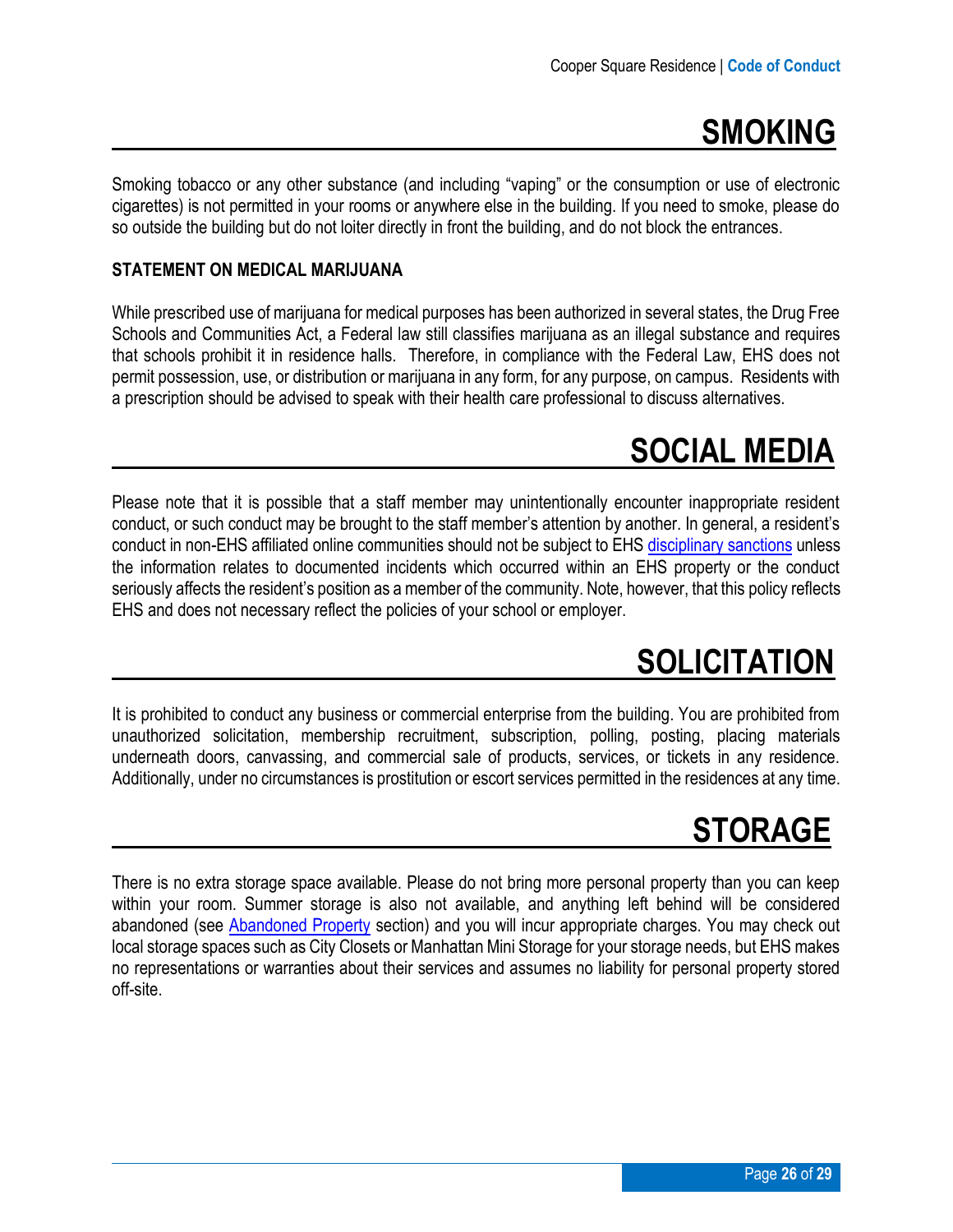# SMOKING

Smoking tobacco or any other substance (and including "vaping" or the consumption or use of electronic cigarettes) is not permitted in your rooms or anywhere else in the building. If you need to smoke, please do so outside the building but do not loiter directly in front the building, and do not block the entrances.

**STATEMENT ON MEDICAL MARIJUANA**

While prescribed use of marijuana for medical purposes has been authorized in several states, the Drug Free Schools and Communities Act, a Federal law still classifies marijuana as an illegal substance and requires that schools prohibit it in residence halls. Therefore, in compliance with the Federal Law, EHS does not permit possession, use, or distribution or marijuana in any form, for any purpose, on campus. Residents with a prescription should be advised to speak with their health care professional to discuss alternatives.

# SOCIAL MEDIA

Please note that it is possible that a staff member may unintentionally encounter inappropriate resident conduct, or such conduct may be brought to the staff member's attention by another. In general, a resident's conduct in non-EHS affiliated online communities should not be subject to EHS disciplinary sanctions unless the information relates to documented incidents which occurred within an EHS property or the conduct seriously affects the resident's position as a member of the community. Note, however, that this policy reflects EHS and does not necessary reflect the policies of your school or employer.

# SOLICITATION

It is prohibited to conduct any business or commercial enterprise from the building. You are prohibited from unauthorized solicitation, membership recruitment, subscription, polling, posting, placing materials underneath doors, canvassing, and commercial sale of products, services, or tickets in any residence. Additionally, under no circumstances is prostitution or escort services permitted in the residences at any time.

# STORAGE

There is no extra storage space available. Please do not bring more personal property than you can keep within your room. Summer storage is also not available, and anything left behind will be considered abandoned (see Abandoned Property section) and you will incur appropriate charges. You may check out local storage spaces such as City Closets or Manhattan Mini Storage for your storage needs, but EHS makes no representations or warranties about their services and assumes no liability for personal property stored off-site.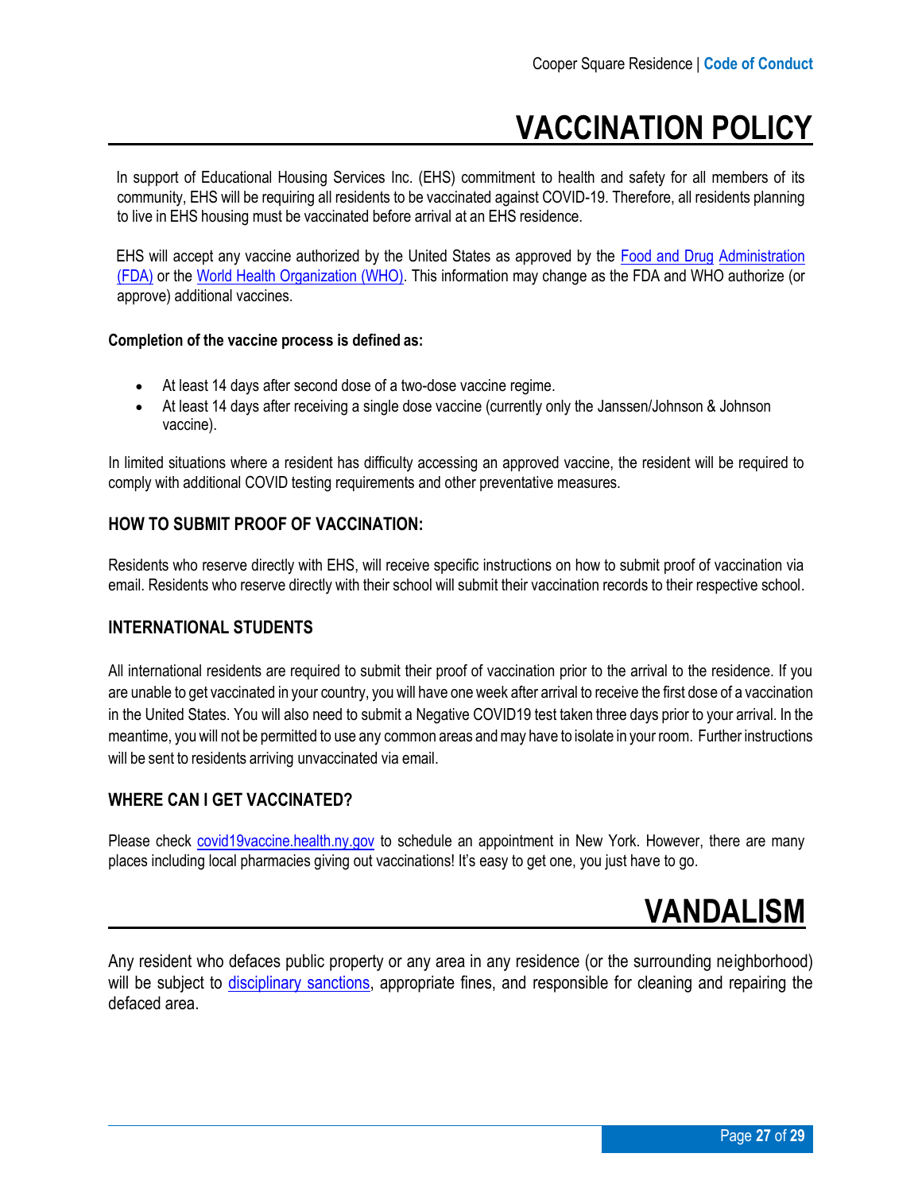# VACCINATION POLICY

In support of Educational Housing Services Inc. (EHS) commitment to health and safety for all members of its community, EHS will be requiring all residents to be vaccinated against COVID-19. Therefore, all residents planning to live in EHS housing must be vaccinated before arrival at an EHS residence.

EHS will accept any vaccine authorized by the United States as approved by the Food and Drug Administration (FDA) or the World Health Organization (WHO). This information may change as the FDA and WHO authorize (or approve) additional vaccines.

**Completion of the vaccine process is defined as:**

- At least 14 days after second dose of a two-dose vaccine regime.
- At least 14 days after receiving a single dose vaccine (currently only the Janssen/Johnson & Johnson vaccine).

In limited situations where a resident has difficulty accessing an approved vaccine, the resident will be required to comply with additional COVID testing requirements and other preventative measures.

## HOW TO SUBMIT PROOF OF VACCINATION:

Residents who reserve directly with EHS, will receive specific instructions on how to submit proof of vaccination via email. Residents who reserve directly with their school will submit their vaccination records to their respective school.

## INTERNATIONAL STUDENTS

All international residents are required to submit their proof of vaccination prior to the arrival to the residence. If you are unable to get vaccinated in your country, you will have one week after arrival to receive the first dose of a vaccination in the United States. You will also need to submit a Negative COVID19 test taken three days prior to your arrival. In the meantime, you will not be permitted to use any common areas and may have to isolate in your room. Further instructions will be sent to residents arriving unvaccinated via email.

## WHERE CAN I GET VACCINATED?

Please check covid19vaccine.health.ny.gov to schedule an appointment in New York. However, there are many places including local pharmacies giving out vaccinations! It's easy to get one, you just have to go.

# VANDALISM

Any resident who defaces public property or any area in any residence (or the surrounding neighborhood) will be subject to disciplinary sanctions, appropriate fines, and responsible for cleaning and repairing the defaced area.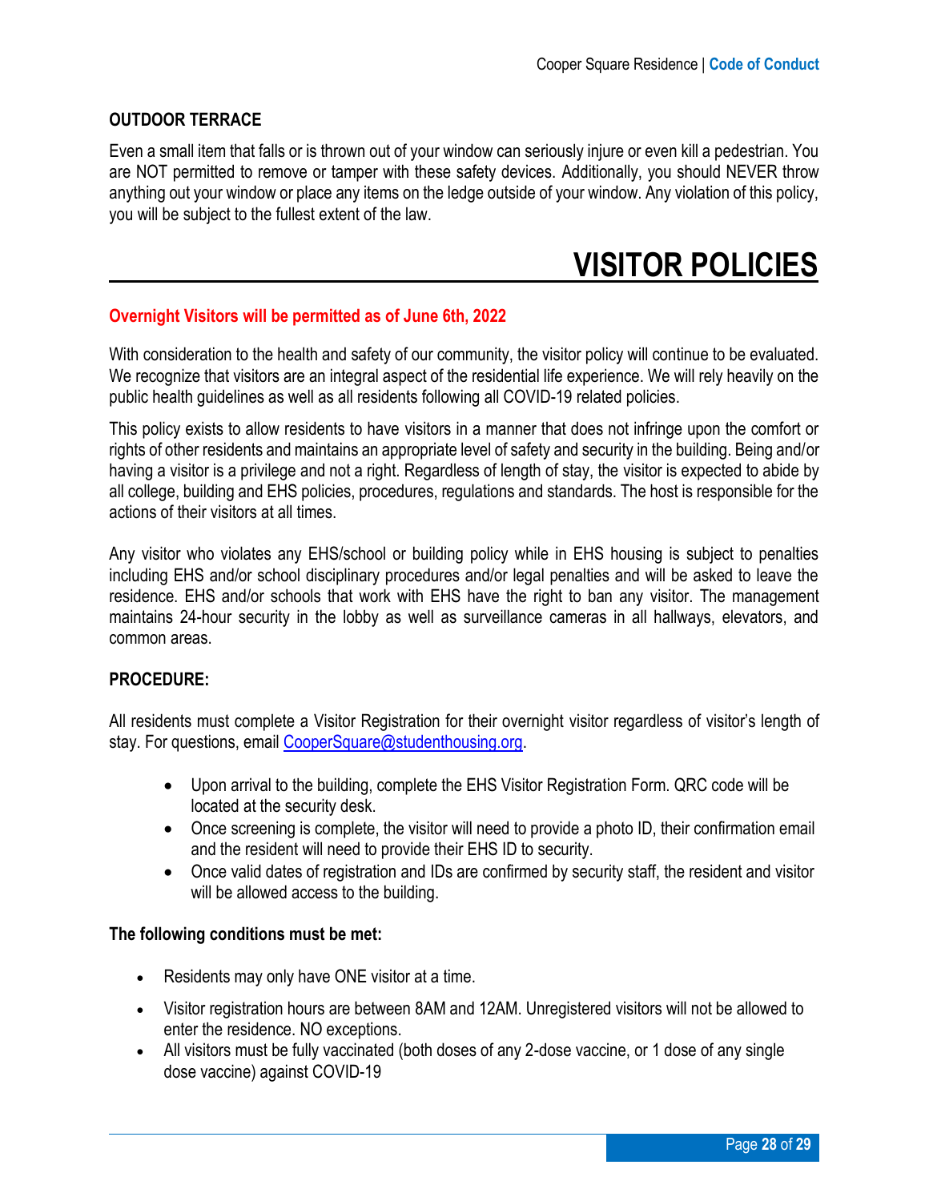### OUTDOOR TERRACE

Even a small item that falls or is thrown out of your window can seriously injure or even kill a pedestrian. You are NOT permitted to remove or tamper with these safety devices. Additionally, you should NEVER throw anything out your window or place any items on the ledge outside of your window. Any violation of this policy, you will be subject to the fullest extent of the law.

# VISITOR POLICIES

**Overnight Visitors will be permitted as of June 6th, 2022**

With consideration to the health and safety of our community, the visitor policy will continue to be evaluated. We recognize that visitors are an integral aspect of the residential life experience. We will rely heavily on the public health guidelines as well as all residents following all COVID-19 related policies.

This policy exists to allow residents to have visitors in a manner that does not infringe upon the comfort or rights of other residents and maintains an appropriate level of safety and security in the building. Being and/or having a visitor is a privilege and not a right. Regardless of length of stay, the visitor is expected to abide by all college, building and EHS policies, procedures, regulations and standards. The host is responsible for the actions of their visitors at all times.

Any visitor who violates any EHS/school or building policy while in EHS housing is subject to penalties including EHS and/or school disciplinary procedures and/or legal penalties and will be asked to leave the residence. EHS and/or schools that work with EHS have the right to ban any visitor. The management maintains 24-hour security in the lobby as well as surveillance cameras in all hallways, elevators, and common areas.

### PROCEDURE:

All residents must complete a Visitor Registration for their overnight visitor regardless of visitor's length of stay. For questions, email CooperSquare@studenthousing.org.

- Upon arrival to the building, complete the EHS Visitor Registration Form. QRC code will be located at the security desk.
- Once screening is complete, the visitor will need to provide a photo ID, their confirmation email and the resident will need to provide their EHS ID to security.
- Once valid dates of registration and IDs are confirmed by security staff, the resident and visitor will be allowed access to the building.

**The following conditions must be met:**

- Residents may only have ONE visitor at a time.
- Visitor registration hours are between 8AM and 12AM. Unregistered visitors will not be allowed to enter the residence. NO exceptions.
- All visitors must be fully vaccinated (both doses of any 2-dose vaccine, or 1 dose of any single dose vaccine) against COVID-19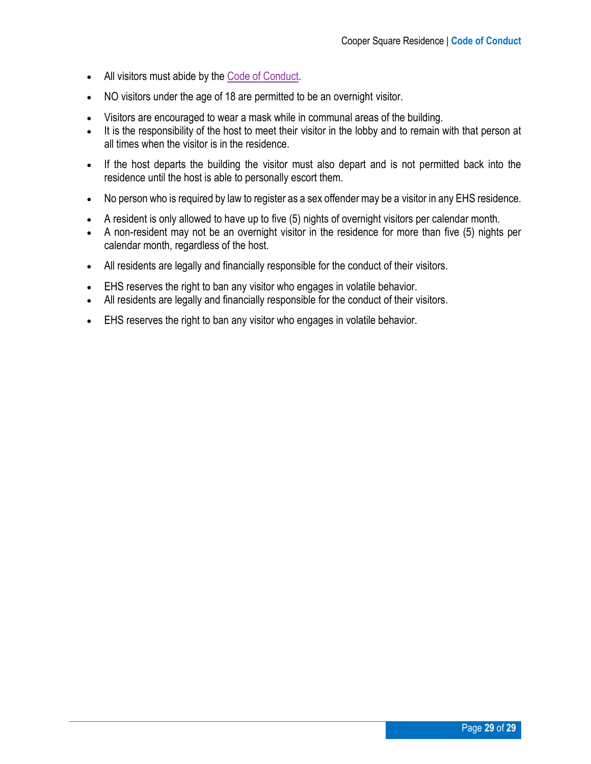- All visitors must abide by the Code of Conduct.
- NO visitors under the age of 18 are permitted to be an overnight visitor.
- Visitors are encouraged to wear a mask while in communal areas of the building.
- It is the responsibility of the host to meet their visitor in the lobby and to remain with that person at all times when the visitor is in the residence.
- If the host departs the building the visitor must also depart and is not permitted back into the residence until the host is able to personally escort them.
- No person who is required by law to register as a sex offender may be a visitor in any EHS residence.
- A resident is only allowed to have up to five (5) nights of overnight visitors per calendar month.
- A non-resident may not be an overnight visitor in the residence for more than five (5) nights per calendar month, regardless of the host.
- All residents are legally and financially responsible for the conduct of their visitors.
- EHS reserves the right to ban any visitor who engages in volatile behavior.
- All residents are legally and financially responsible for the conduct of their visitors.
- EHS reserves the right to ban any visitor who engages in volatile behavior.